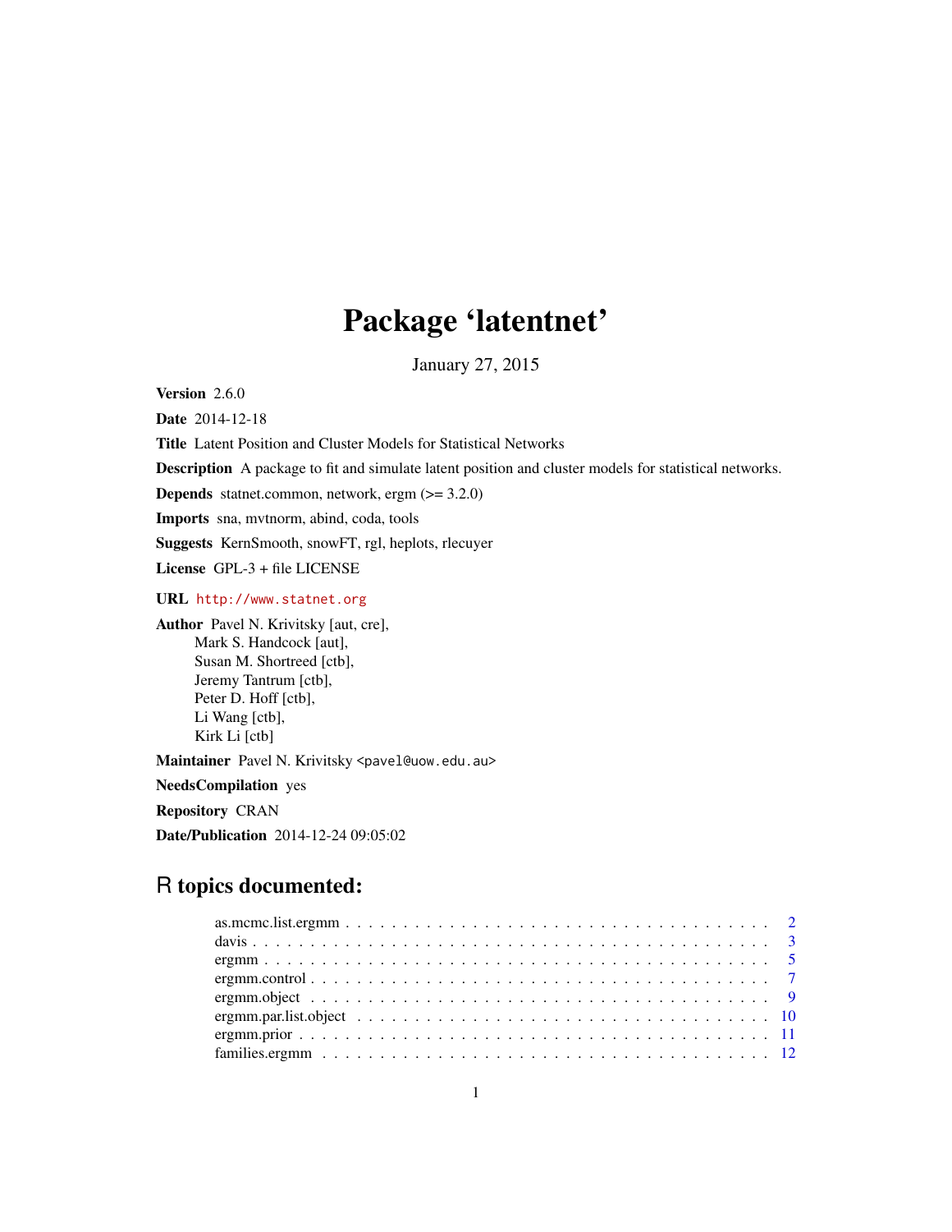# Package 'latentnet'

January 27, 2015

**Version** 2.6.0

**Date** 2014-12-18

**Title** Latent Position and Cluster Models for Statistical Networks

**Description** A package to fit and simulate latent position and cluster models for statistical networks.

**Depends** statnet.common, network, ergm (>= 3.2.0)

**Imports** sna, mvtnorm, abind, coda, tools

**Suggests** KernSmooth, snowFT, rgl, heplots, rlecuyer

**License** GPL-3 + file LICENSE

**URL** http://www.statnet.org

**Author** Pavel N. Krivitsky [aut, cre],
Mark S. Handcock [aut],
Susan M. Shortreed [ctb],
Jeremy Tantrum [ctb],
Peter D. Hoff [ctb],
Li Wang [ctb],
Kirk Li [ctb]

**Maintainer** Pavel N. Krivitsky <pavel@uow.edu.au>

**NeedsCompilation** yes

**Repository** CRAN

**Date/Publication** 2014-12-24 09:05:02

## R topics documented:

| | |
|---|---|
| as.mcmc.list.ergmm | 2 |
| davis | 3 |
| ergmm | 5 |
| ergmm.control | 7 |
| ergmm.object | 9 |
| ergmm.par.list.object | 10 |
| ergmm.prior | 11 |
| families.ergmm | 12 |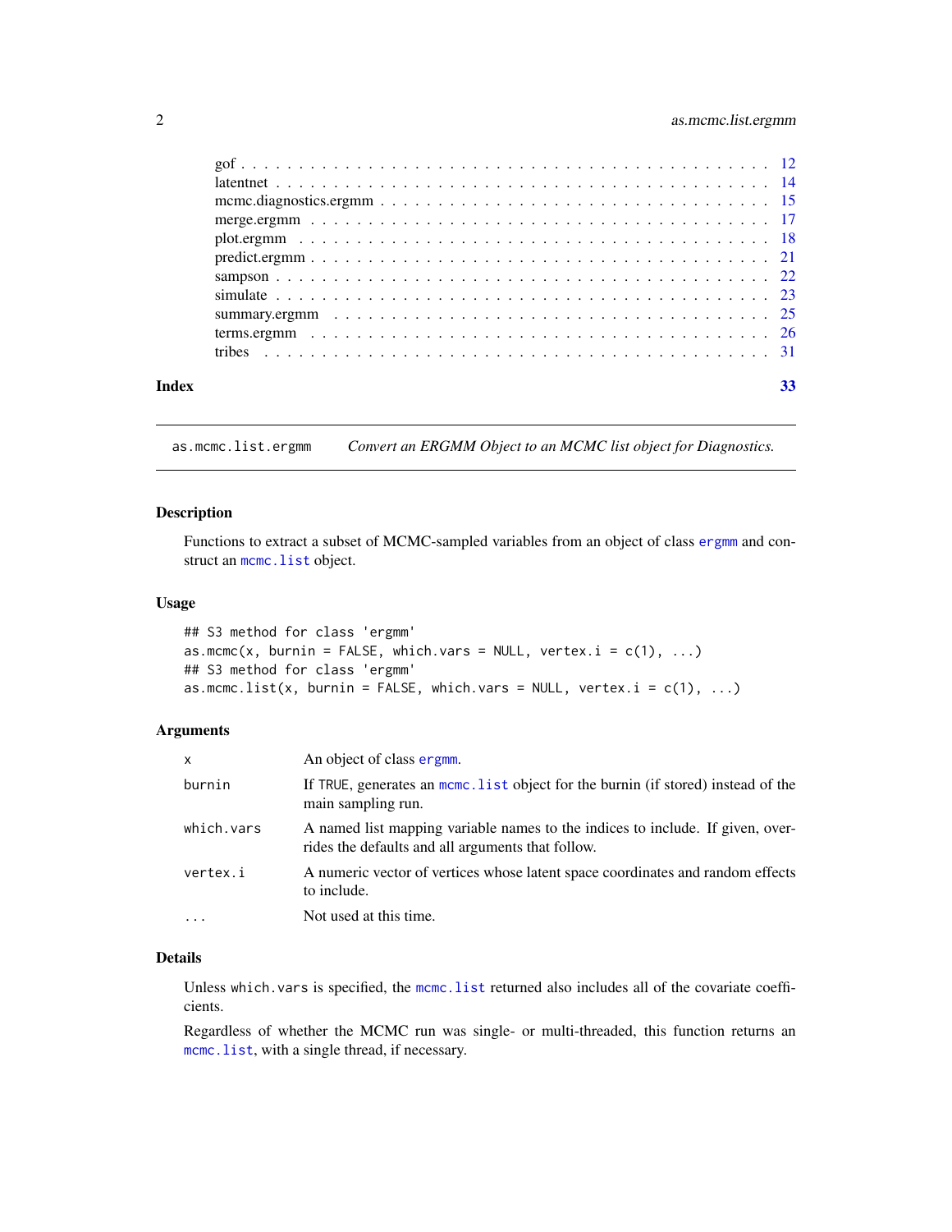gof . . . . . . . . . . . . . . . . . . . . . . . . . . . . . . . . . . . . . . . . . . 12
latentnet . . . . . . . . . . . . . . . . . . . . . . . . . . . . . . . . . . . . . . . 14
mcmc.diagnostics.ergmm . . . . . . . . . . . . . . . . . . . . . . . . . . . . . . . . 15
merge.ergmm . . . . . . . . . . . . . . . . . . . . . . . . . . . . . . . . . . . . . 17
plot.ergmm . . . . . . . . . . . . . . . . . . . . . . . . . . . . . . . . . . . . . . 18
predict.ergmm . . . . . . . . . . . . . . . . . . . . . . . . . . . . . . . . . . . . . 21
sampson . . . . . . . . . . . . . . . . . . . . . . . . . . . . . . . . . . . . . . . . 22
simulate . . . . . . . . . . . . . . . . . . . . . . . . . . . . . . . . . . . . . . . . 23
summary.ergmm . . . . . . . . . . . . . . . . . . . . . . . . . . . . . . . . . . . . 25
terms.ergmm . . . . . . . . . . . . . . . . . . . . . . . . . . . . . . . . . . . . . . 26
tribes . . . . . . . . . . . . . . . . . . . . . . . . . . . . . . . . . . . . . . . . . 31

**Index** 33

---

`as.mcmc.list.ergmm` *Convert an ERGMM Object to an MCMC list object for Diagnostics.*

---

## Description

Functions to extract a subset of MCMC-sampled variables from an object of class `ergmm` and construct an `mcmc.list` object.

## Usage

```
## S3 method for class 'ergmm'
as.mcmc(x, burnin = FALSE, which.vars = NULL, vertex.i = c(1), ...)
## S3 method for class 'ergmm'
as.mcmc.list(x, burnin = FALSE, which.vars = NULL, vertex.i = c(1), ...)
```

## Arguments

| | |
|---|---|
| `x` | An object of class `ergmm`. |
| `burnin` | If `TRUE`, generates an `mcmc.list` object for the burnin (if stored) instead of the main sampling run. |
| `which.vars` | A named list mapping variable names to the indices to include. If given, overrides the defaults and all arguments that follow. |
| `vertex.i` | A numeric vector of vertices whose latent space coordinates and random effects to include. |
| `...` | Not used at this time. |

## Details

Unless `which.vars` is specified, the `mcmc.list` returned also includes all of the covariate coefficients.

Regardless of whether the MCMC run was single- or multi-threaded, this function returns an `mcmc.list`, with a single thread, if necessary.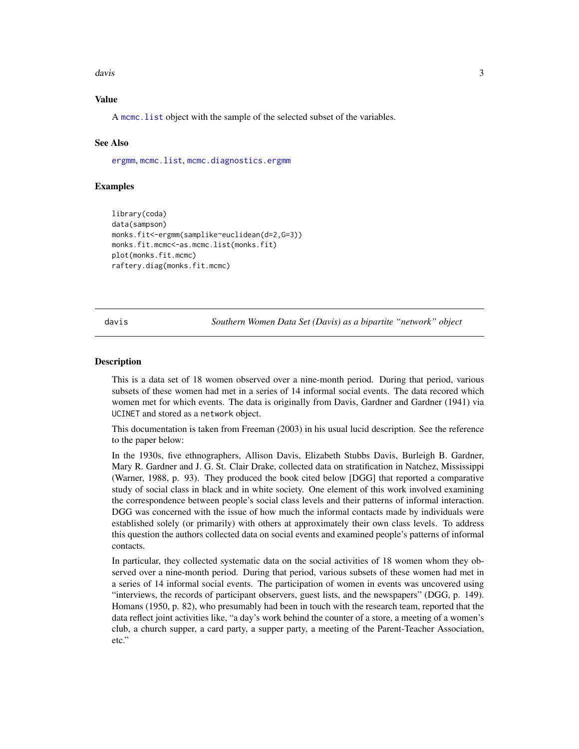## Value

A `mcmc.list` object with the sample of the selected subset of the variables.

## See Also

`ergmm`, `mcmc.list`, `mcmc.diagnostics.ergmm`

## Examples

```
library(coda)
data(sampson)
monks.fit<-ergmm(samplike~euclidean(d=2,G=3))
monks.fit.mcmc<-as.mcmc.list(monks.fit)
plot(monks.fit.mcmc)
raftery.diag(monks.fit.mcmc)
```

---

# davis — *Southern Women Data Set (Davis) as a bipartite "network" object*

## Description

This is a data set of 18 women observed over a nine-month period. During that period, various subsets of these women had met in a series of 14 informal social events. The data recored which women met for which events. The data is originally from Davis, Gardner and Gardner (1941) via `UCINET` and stored as a `network` object.

This documentation is taken from Freeman (2003) in his usual lucid description. See the reference to the paper below:

In the 1930s, five ethnographers, Allison Davis, Elizabeth Stubbs Davis, Burleigh B. Gardner, Mary R. Gardner and J. G. St. Clair Drake, collected data on stratification in Natchez, Mississippi (Warner, 1988, p. 93). They produced the book cited below [DGG] that reported a comparative study of social class in black and in white society. One element of this work involved examining the correspondence between people's social class levels and their patterns of informal interaction. DGG was concerned with the issue of how much the informal contacts made by individuals were established solely (or primarily) with others at approximately their own class levels. To address this question the authors collected data on social events and examined people's patterns of informal contacts.

In particular, they collected systematic data on the social activities of 18 women whom they observed over a nine-month period. During that period, various subsets of these women had met in a series of 14 informal social events. The participation of women in events was uncovered using "interviews, the records of participant observers, guest lists, and the newspapers" (DGG, p. 149). Homans (1950, p. 82), who presumably had been in touch with the research team, reported that the data reflect joint activities like, "a day's work behind the counter of a store, a meeting of a women's club, a church supper, a card party, a supper party, a meeting of the Parent-Teacher Association, etc."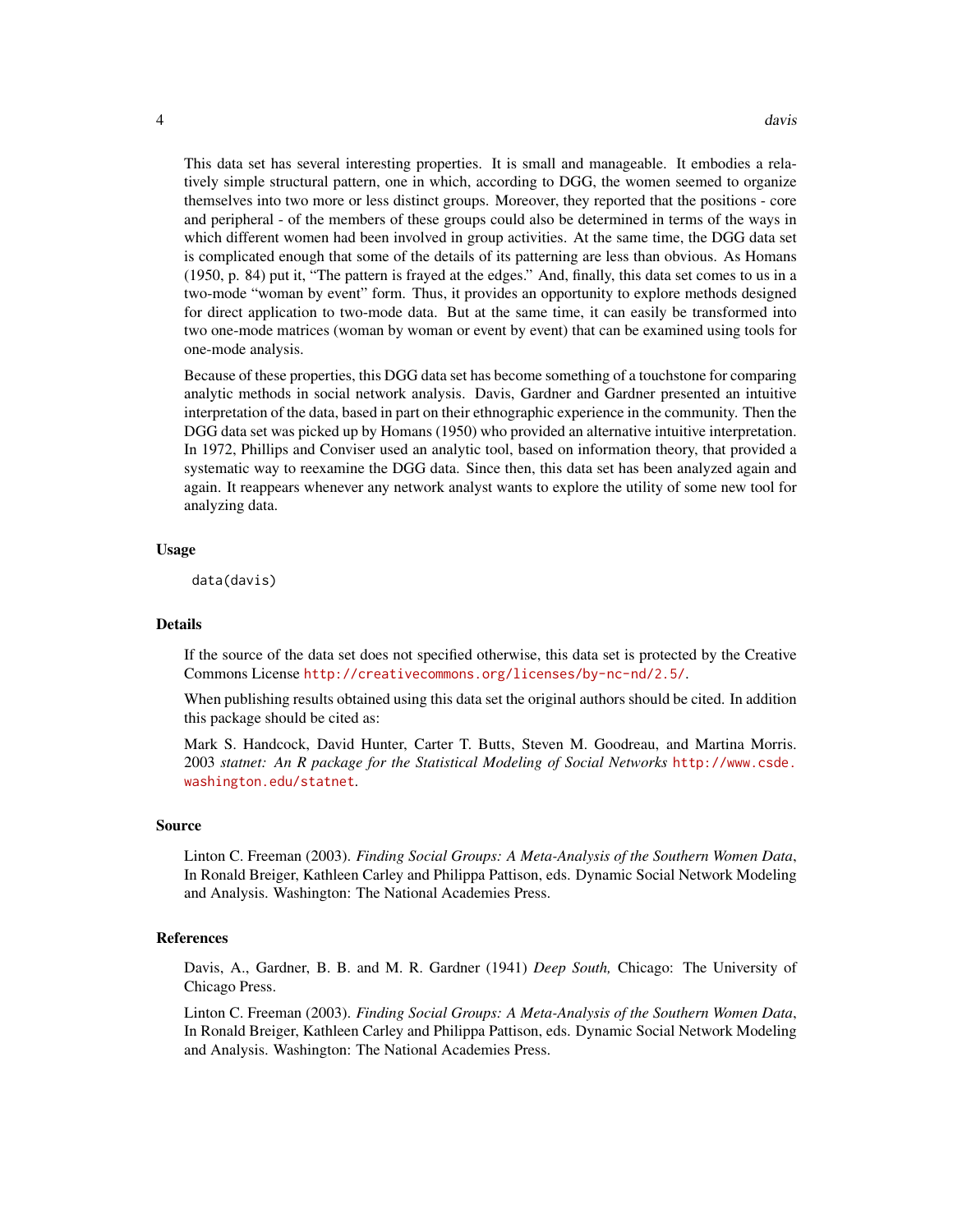This data set has several interesting properties. It is small and manageable. It embodies a relatively simple structural pattern, one in which, according to DGG, the women seemed to organize themselves into two more or less distinct groups. Moreover, they reported that the positions - core and peripheral - of the members of these groups could also be determined in terms of the ways in which different women had been involved in group activities. At the same time, the DGG data set is complicated enough that some of the details of its patterning are less than obvious. As Homans (1950, p. 84) put it, "The pattern is frayed at the edges." And, finally, this data set comes to us in a two-mode "woman by event" form. Thus, it provides an opportunity to explore methods designed for direct application to two-mode data. But at the same time, it can easily be transformed into two one-mode matrices (woman by woman or event by event) that can be examined using tools for one-mode analysis.

Because of these properties, this DGG data set has become something of a touchstone for comparing analytic methods in social network analysis. Davis, Gardner and Gardner presented an intuitive interpretation of the data, based in part on their ethnographic experience in the community. Then the DGG data set was picked up by Homans (1950) who provided an alternative intuitive interpretation. In 1972, Phillips and Conviser used an analytic tool, based on information theory, that provided a systematic way to reexamine the DGG data. Since then, this data set has been analyzed again and again. It reappears whenever any network analyst wants to explore the utility of some new tool for analyzing data.

### Usage

```
data(davis)
```

### Details

If the source of the data set does not specified otherwise, this data set is protected by the Creative Commons License http://creativecommons.org/licenses/by-nc-nd/2.5/.

When publishing results obtained using this data set the original authors should be cited. In addition this package should be cited as:

Mark S. Handcock, David Hunter, Carter T. Butts, Steven M. Goodreau, and Martina Morris. 2003 *statnet: An R package for the Statistical Modeling of Social Networks* http://www.csde.washington.edu/statnet.

### Source

Linton C. Freeman (2003). *Finding Social Groups: A Meta-Analysis of the Southern Women Data*, In Ronald Breiger, Kathleen Carley and Philippa Pattison, eds. Dynamic Social Network Modeling and Analysis. Washington: The National Academies Press.

### References

Davis, A., Gardner, B. B. and M. R. Gardner (1941) *Deep South,* Chicago: The University of Chicago Press.

Linton C. Freeman (2003). *Finding Social Groups: A Meta-Analysis of the Southern Women Data*, In Ronald Breiger, Kathleen Carley and Philippa Pattison, eds. Dynamic Social Network Modeling and Analysis. Washington: The National Academies Press.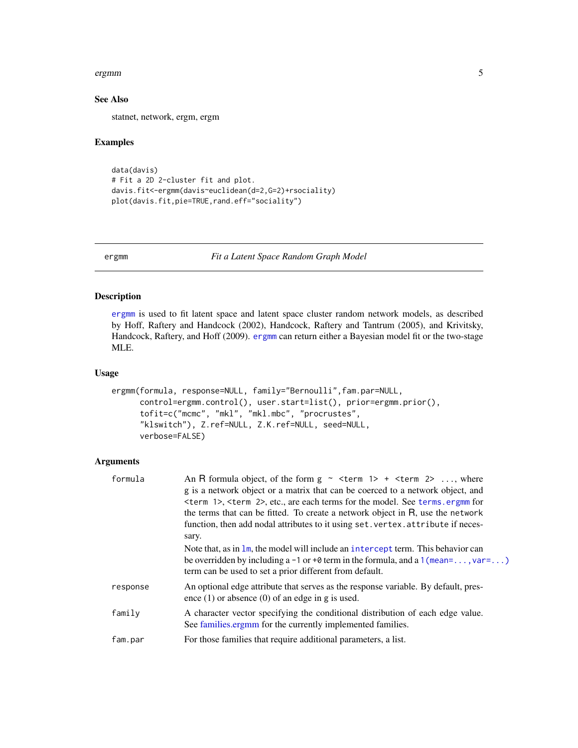## See Also

statnet, network, ergm, ergm

## Examples

```
data(davis)
# Fit a 2D 2-cluster fit and plot.
davis.fit<-ergmm(davis~euclidean(d=2,G=2)+rsociality)
plot(davis.fit,pie=TRUE,rand.eff="sociality")
```

---

ergmm *Fit a Latent Space Random Graph Model*

---

## Description

ergmm is used to fit latent space and latent space cluster random network models, as described by Hoff, Raftery and Handcock (2002), Handcock, Raftery and Tantrum (2005), and Krivitsky, Handcock, Raftery, and Hoff (2009). ergmm can return either a Bayesian model fit or the two-stage MLE.

## Usage

```
ergmm(formula, response=NULL, family="Bernoulli",fam.par=NULL,
      control=ergmm.control(), user.start=list(), prior=ergmm.prior(),
      tofit=c("mcmc", "mkl", "mkl.mbc", "procrustes",
      "klswitch"), Z.ref=NULL, Z.K.ref=NULL, seed=NULL,
      verbose=FALSE)
```

## Arguments

| | |
|---|---|
| `formula` | An R formula object, of the form `g ~ <term 1> + <term 2> ...`, where `g` is a network object or a matrix that can be coerced to a network object, and `<term 1>`, `<term 2>`, etc., are each terms for the model. See `terms.ergmm` for the terms that can be fitted. To create a network object in R, use the `network` function, then add nodal attributes to it using `set.vertex.attribute` if necessary. Note that, as in `lm`, the model will include an `intercept` term. This behavior can be overridden by including a `-1` or `+0` term in the formula, and a `1(mean=...,var=...)` term can be used to set a prior different from default. |
| `response` | An optional edge attribute that serves as the response variable. By default, presence (1) or absence (0) of an edge in `g` is used. |
| `family` | A character vector specifying the conditional distribution of each edge value. See families.ergmm for the currently implemented families. |
| `fam.par` | For those families that require additional parameters, a list. |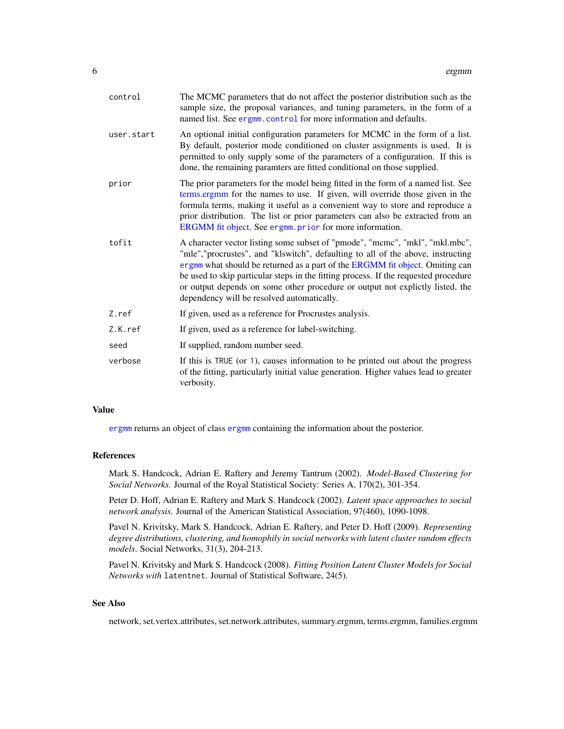| | |
|---|---|
| `control` | The MCMC parameters that do not affect the posterior distribution such as the sample size, the proposal variances, and tuning parameters, in the form of a named list. See `ergmm.control` for more information and defaults. |
| `user.start` | An optional initial configuration parameters for MCMC in the form of a list. By default, posterior mode conditioned on cluster assignments is used. It is permitted to only supply some of the parameters of a configuration. If this is done, the remaining paramters are fitted conditional on those supplied. |
| `prior` | The prior parameters for the model being fitted in the form of a named list. See terms.ergmm for the names to use. If given, will override those given in the formula terms, making it useful as a convenient way to store and reproduce a prior distribution. The list or prior parameters can also be extracted from an ERGMM fit object. See `ergmm.prior` for more information. |
| `tofit` | A character vector listing some subset of "pmode", "mcmc", "mkl", "mkl.mbc", "mle","procrustes", and "klswitch", defaulting to all of the above, instructing `ergmm` what should be returned as a part of the ERGMM fit object. Omiting can be used to skip particular steps in the fitting process. If the requested procedure or output depends on some other procedure or output not explictly listed, the dependency will be resolved automatically. |
| `Z.ref` | If given, used as a reference for Procrustes analysis. |
| `Z.K.ref` | If given, used as a reference for label-switching. |
| `seed` | If supplied, random number seed. |
| `verbose` | If this is `TRUE` (or `1`), causes information to be printed out about the progress of the fitting, particularly initial value generation. Higher values lead to greater verbosity. |

## Value

`ergmm` returns an object of class `ergmm` containing the information about the posterior.

## References

Mark S. Handcock, Adrian E. Raftery and Jeremy Tantrum (2002). *Model-Based Clustering for Social Networks.* Journal of the Royal Statistical Society: Series A, 170(2), 301-354.

Peter D. Hoff, Adrian E. Raftery and Mark S. Handcock (2002). *Latent space approaches to social network analysis.* Journal of the American Statistical Association, 97(460), 1090-1098.

Pavel N. Krivitsky, Mark S. Handcock, Adrian E. Raftery, and Peter D. Hoff (2009). *Representing degree distributions, clustering, and homophily in social networks with latent cluster random effects models*. Social Networks, 31(3), 204-213.

Pavel N. Krivitsky and Mark S. Handcock (2008). *Fitting Position Latent Cluster Models for Social Networks with* `latentnet`. Journal of Statistical Software, 24(5).

## See Also

network, set.vertex.attributes, set.network.attributes, summary.ergmm, terms.ergmm, families.ergmm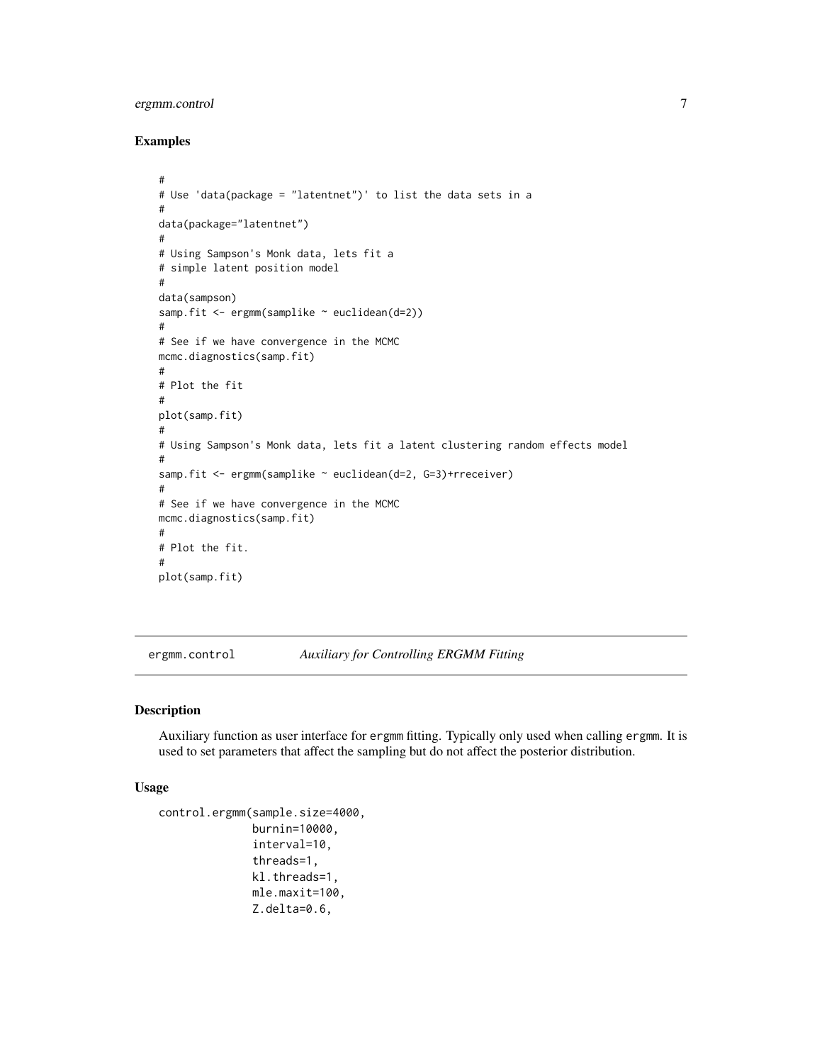### Examples

```
#
# Use 'data(package = "latentnet")' to list the data sets in a
#
data(package="latentnet")
#
# Using Sampson's Monk data, lets fit a
# simple latent position model
#
data(sampson)
samp.fit <- ergmm(samplike ~ euclidean(d=2))
#
# See if we have convergence in the MCMC
mcmc.diagnostics(samp.fit)
#
# Plot the fit
#
plot(samp.fit)
#
# Using Sampson's Monk data, lets fit a latent clustering random effects model
#
samp.fit <- ergmm(samplike ~ euclidean(d=2, G=3)+rreceiver)
#
# See if we have convergence in the MCMC
mcmc.diagnostics(samp.fit)
#
# Plot the fit.
#
plot(samp.fit)
```

---

## ergmm.control    *Auxiliary for Controlling ERGMM Fitting*

---

### Description

Auxiliary function as user interface for ergmm fitting. Typically only used when calling ergmm. It is used to set parameters that affect the sampling but do not affect the posterior distribution.

### Usage

```
control.ergmm(sample.size=4000,
              burnin=10000,
              interval=10,
              threads=1,
              kl.threads=1,
              mle.maxit=100,
              Z.delta=0.6,
```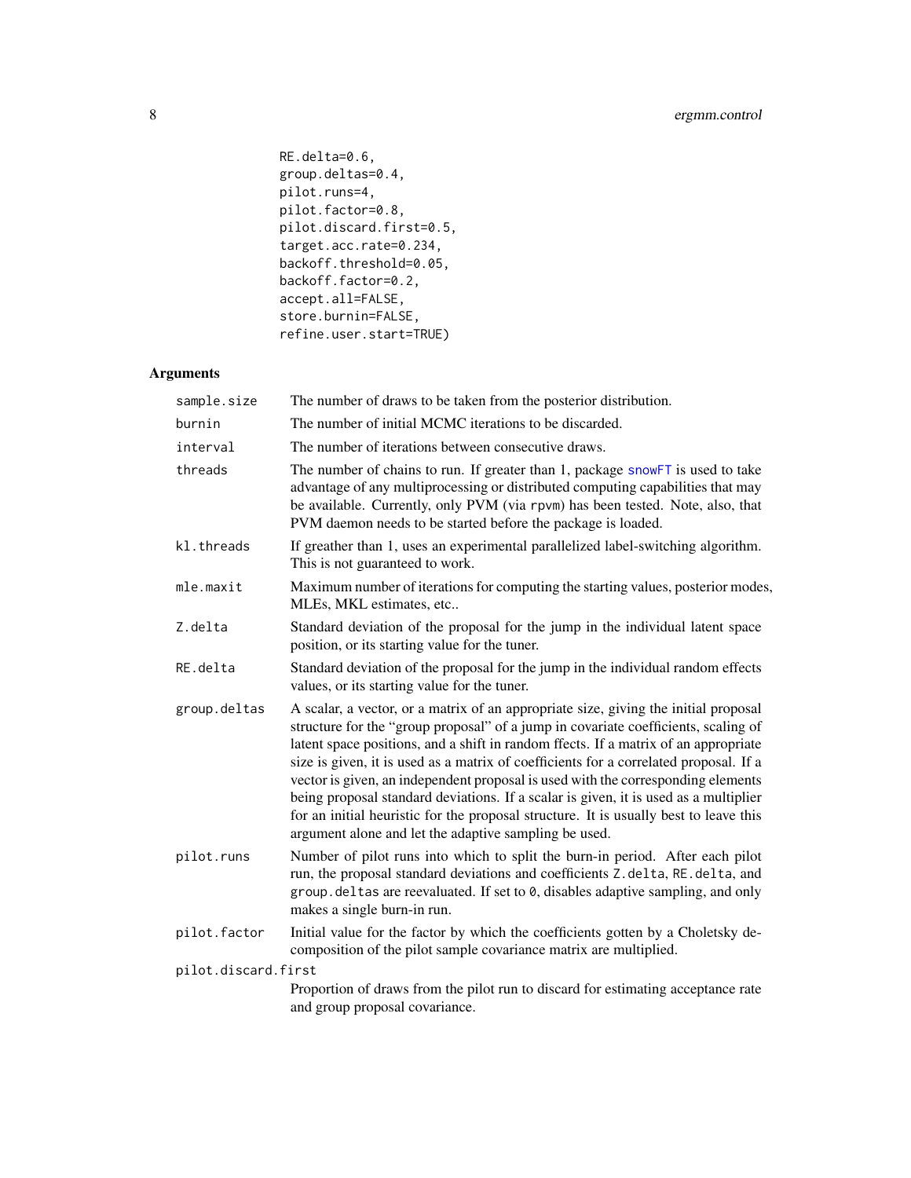```
RE.delta=0.6,
group.deltas=0.4,
pilot.runs=4,
pilot.factor=0.8,
pilot.discard.first=0.5,
target.acc.rate=0.234,
backoff.threshold=0.05,
backoff.factor=0.2,
accept.all=FALSE,
store.burnin=FALSE,
refine.user.start=TRUE)
```

## Arguments

`sample.size`
: The number of draws to be taken from the posterior distribution.

`burnin`
: The number of initial MCMC iterations to be discarded.

`interval`
: The number of iterations between consecutive draws.

`threads`
: The number of chains to run. If greater than 1, package snowFT is used to take advantage of any multiprocessing or distributed computing capabilities that may be available. Currently, only PVM (via `rpvm`) has been tested. Note, also, that PVM daemon needs to be started before the package is loaded.

`kl.threads`
: If greather than 1, uses an experimental parallelized label-switching algorithm. This is not guaranteed to work.

`mle.maxit`
: Maximum number of iterations for computing the starting values, posterior modes, MLEs, MKL estimates, etc..

`Z.delta`
: Standard deviation of the proposal for the jump in the individual latent space position, or its starting value for the tuner.

`RE.delta`
: Standard deviation of the proposal for the jump in the individual random effects values, or its starting value for the tuner.

`group.deltas`
: A scalar, a vector, or a matrix of an appropriate size, giving the initial proposal structure for the "group proposal" of a jump in covariate coefficients, scaling of latent space positions, and a shift in random ffects. If a matrix of an appropriate size is given, it is used as a matrix of coefficients for a correlated proposal. If a vector is given, an independent proposal is used with the corresponding elements being proposal standard deviations. If a scalar is given, it is used as a multiplier for an initial heuristic for the proposal structure. It is usually best to leave this argument alone and let the adaptive sampling be used.

`pilot.runs`
: Number of pilot runs into which to split the burn-in period. After each pilot run, the proposal standard deviations and coefficients `Z.delta`, `RE.delta`, and `group.deltas` are reevaluated. If set to `0`, disables adaptive sampling, and only makes a single burn-in run.

`pilot.factor`
: Initial value for the factor by which the coefficients gotten by a Choletsky decomposition of the pilot sample covariance matrix are multiplied.

`pilot.discard.first`
: Proportion of draws from the pilot run to discard for estimating acceptance rate and group proposal covariance.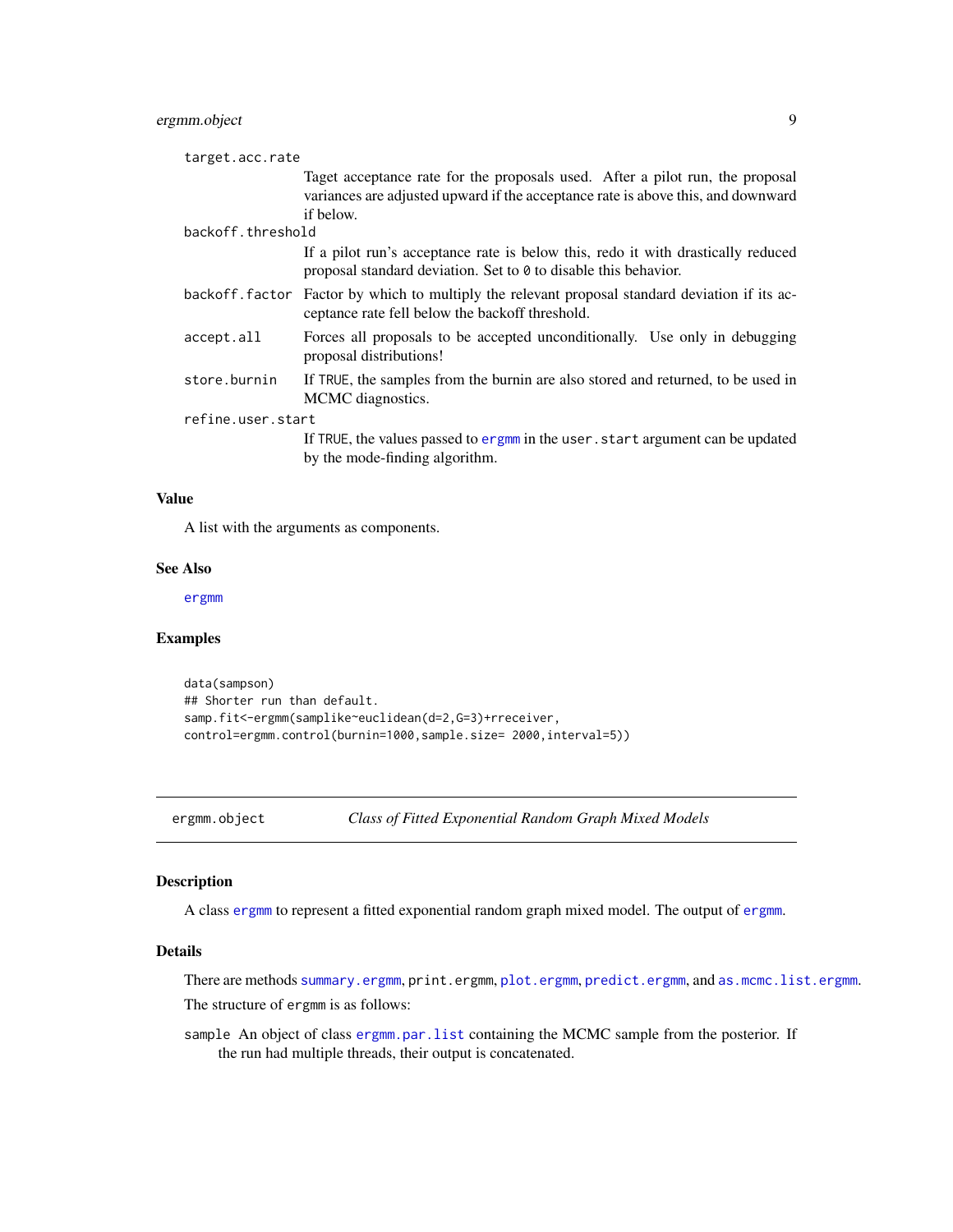`target.acc.rate`
: Taget acceptance rate for the proposals used. After a pilot run, the proposal variances are adjusted upward if the acceptance rate is above this, and downward if below.

`backoff.threshold`
: If a pilot run's acceptance rate is below this, redo it with drastically reduced proposal standard deviation. Set to `0` to disable this behavior.

`backoff.factor`
: Factor by which to multiply the relevant proposal standard deviation if its acceptance rate fell below the backoff threshold.

`accept.all`
: Forces all proposals to be accepted unconditionally. Use only in debugging proposal distributions!

`store.burnin`
: If `TRUE`, the samples from the burnin are also stored and returned, to be used in MCMC diagnostics.

`refine.user.start`
: If `TRUE`, the values passed to `ergmm` in the `user.start` argument can be updated by the mode-finding algorithm.

### Value

A list with the arguments as components.

### See Also

`ergmm`

### Examples

```
data(sampson)
## Shorter run than default.
samp.fit<-ergmm(samplike~euclidean(d=2,G=3)+rreceiver,
control=ergmm.control(burnin=1000,sample.size= 2000,interval=5))
```

---

## `ergmm.object` *Class of Fitted Exponential Random Graph Mixed Models*

### Description

A class `ergmm` to represent a fitted exponential random graph mixed model. The output of `ergmm`.

### Details

There are methods `summary.ergmm`, `print.ergmm`, `plot.ergmm`, `predict.ergmm`, and `as.mcmc.list.ergmm`.

The structure of `ergmm` is as follows:

`sample` An object of class `ergmm.par.list` containing the MCMC sample from the posterior. If the run had multiple threads, their output is concatenated.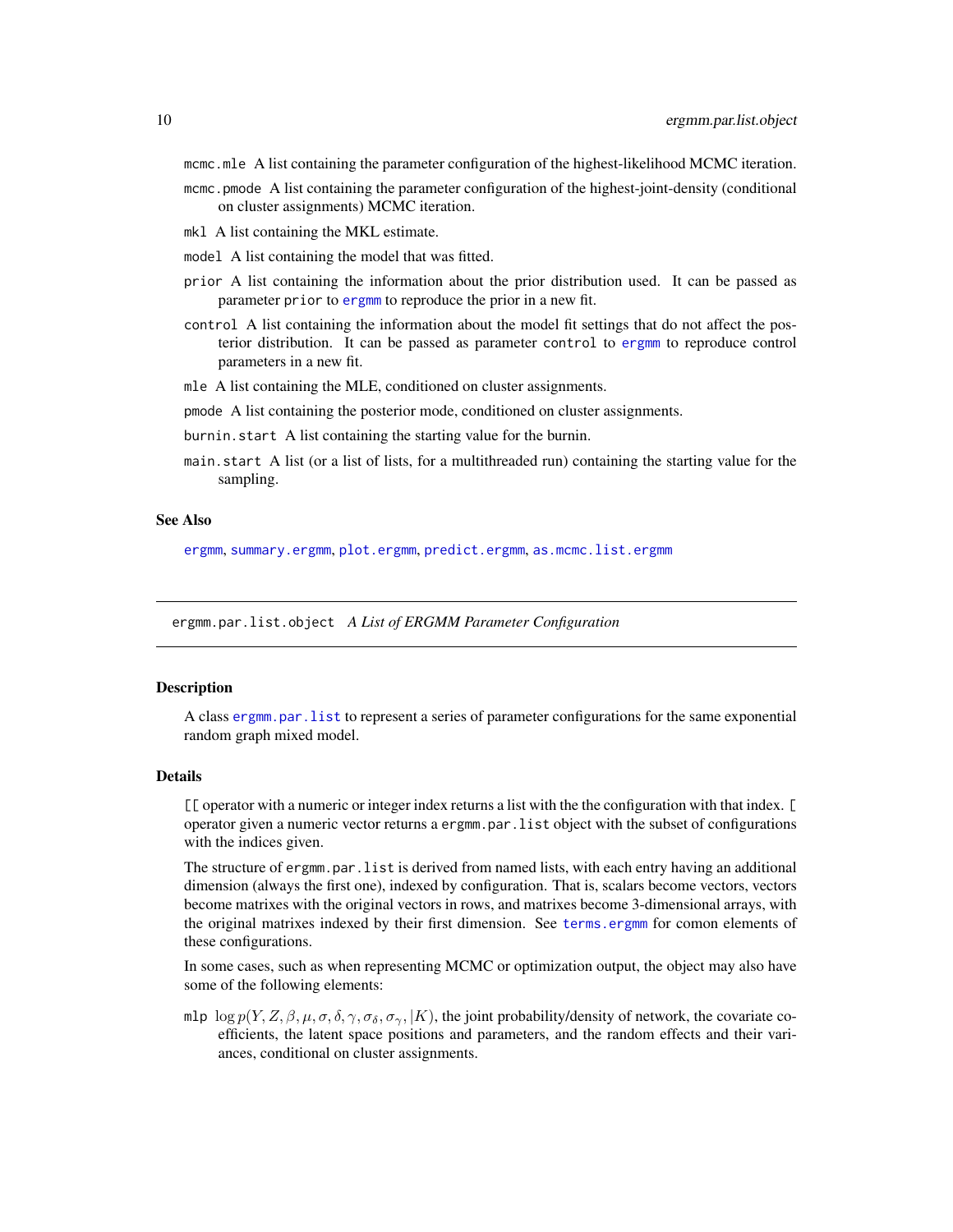`mcmc.mle` A list containing the parameter configuration of the highest-likelihood MCMC iteration.

`mcmc.pmode` A list containing the parameter configuration of the highest-joint-density (conditional on cluster assignments) MCMC iteration.

`mkl` A list containing the MKL estimate.

`model` A list containing the model that was fitted.

`prior` A list containing the information about the prior distribution used. It can be passed as parameter `prior` to `ergmm` to reproduce the prior in a new fit.

`control` A list containing the information about the model fit settings that do not affect the posterior distribution. It can be passed as parameter `control` to `ergmm` to reproduce control parameters in a new fit.

`mle` A list containing the MLE, conditioned on cluster assignments.

`pmode` A list containing the posterior mode, conditioned on cluster assignments.

`burnin.start` A list containing the starting value for the burnin.

`main.start` A list (or a list of lists, for a multithreaded run) containing the starting value for the sampling.

### See Also

`ergmm`, `summary.ergmm`, `plot.ergmm`, `predict.ergmm`, `as.mcmc.list.ergmm`

---

## ergmm.par.list.object *A List of ERGMM Parameter Configuration*

### Description

A class `ergmm.par.list` to represent a series of parameter configurations for the same exponential random graph mixed model.

### Details

`[[` operator with a numeric or integer index returns a list with the the configuration with that index. `[` operator given a numeric vector returns a `ergmm.par.list` object with the subset of configurations with the indices given.

The structure of `ergmm.par.list` is derived from named lists, with each entry having an additional dimension (always the first one), indexed by configuration. That is, scalars become vectors, vectors become matrixes with the original vectors in rows, and matrixes become 3-dimensional arrays, with the original matrixes indexed by their first dimension. See `terms.ergmm` for comon elements of these configurations.

In some cases, such as when representing MCMC or optimization output, the object may also have some of the following elements:

`mlp` $\log p(Y, Z, \beta, \mu, \sigma, \delta, \gamma, \sigma_\delta, \sigma_\gamma, |K)$, the joint probability/density of network, the covariate coefficients, the latent space positions and parameters, and the random effects and their variances, conditional on cluster assignments.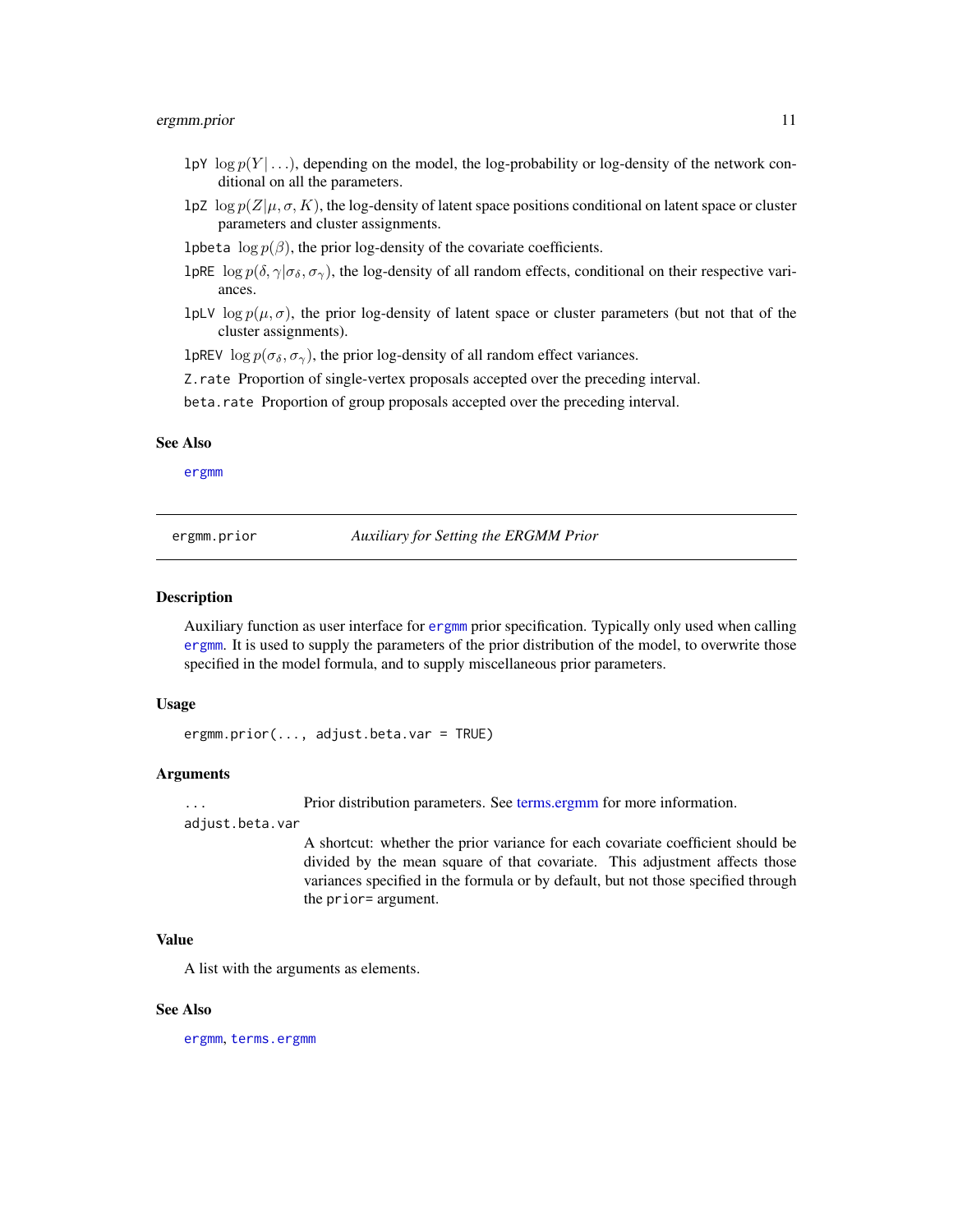`lpY` $\log p(Y|\ldots)$, depending on the model, the log-probability or log-density of the network conditional on all the parameters.

`lpZ` $\log p(Z|\mu, \sigma, K)$, the log-density of latent space positions conditional on latent space or cluster parameters and cluster assignments.

`lpbeta` $\log p(\beta)$, the prior log-density of the covariate coefficients.

`lpRE` $\log p(\delta, \gamma|\sigma_\delta, \sigma_\gamma)$, the log-density of all random effects, conditional on their respective variances.

`lpLV` $\log p(\mu, \sigma)$, the prior log-density of latent space or cluster parameters (but not that of the cluster assignments).

`lpREV` $\log p(\sigma_\delta, \sigma_\gamma)$, the prior log-density of all random effect variances.

`Z.rate` Proportion of single-vertex proposals accepted over the preceding interval.

`beta.rate` Proportion of group proposals accepted over the preceding interval.

### See Also

`ergmm`

---

## ergmm.prior — *Auxiliary for Setting the ERGMM Prior*

---

### Description

Auxiliary function as user interface for `ergmm` prior specification. Typically only used when calling `ergmm`. It is used to supply the parameters of the prior distribution of the model, to overwrite those specified in the model formula, and to supply miscellaneous prior parameters.

### Usage

```
ergmm.prior(..., adjust.beta.var = TRUE)
```

### Arguments

`...` Prior distribution parameters. See terms.ergmm for more information.

`adjust.beta.var`
A shortcut: whether the prior variance for each covariate coefficient should be divided by the mean square of that covariate. This adjustment affects those variances specified in the formula or by default, but not those specified through the `prior=` argument.

### Value

A list with the arguments as elements.

### See Also

`ergmm`, `terms.ergmm`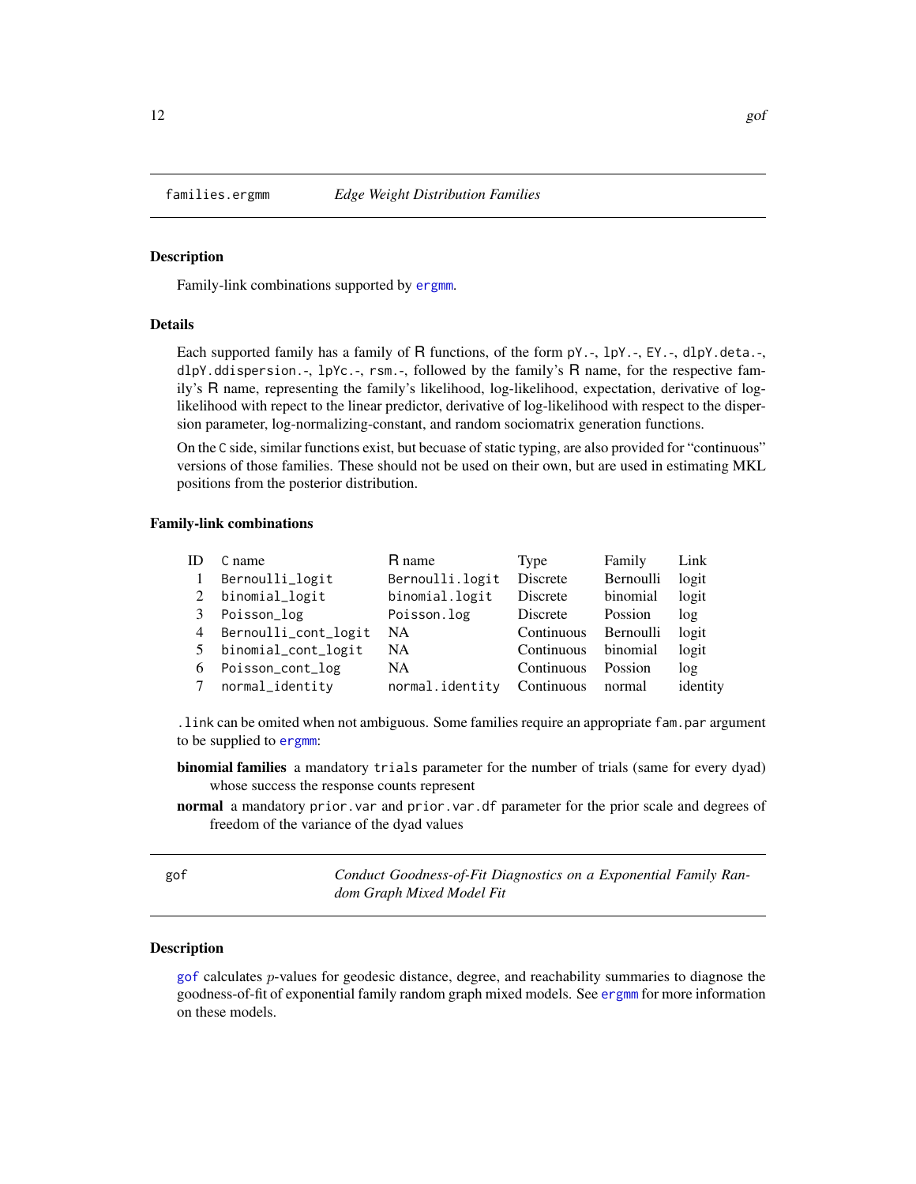## families.ergmm — *Edge Weight Distribution Families*

### Description

Family-link combinations supported by ergmm.

### Details

Each supported family has a family of R functions, of the form `pY.-`, `lpY.-`, `EY.-`, `dlpY.deta.-`, `dlpY.ddispersion.-`, `lpYc.-`, `rsm.-`, followed by the family's R name, for the respective family's R name, representing the family's likelihood, log-likelihood, expectation, derivative of log-likelihood with repect to the linear predictor, derivative of log-likelihood with respect to the dispersion parameter, log-normalizing-constant, and random sociomatrix generation functions.

On the C side, similar functions exist, but becuase of static typing, are also provided for "continuous" versions of those families. These should not be used on their own, but are used in estimating MKL positions from the posterior distribution.

### Family-link combinations

| ID | C name | R name | Type | Family | Link |
|---|---|---|---|---|---|
| 1 | `Bernoulli_logit` | `Bernoulli.logit` | Discrete | Bernoulli | logit |
| 2 | `binomial_logit` | `binomial.logit` | Discrete | binomial | logit |
| 3 | `Poisson_log` | `Poisson.log` | Discrete | Possion | log |
| 4 | `Bernoulli_cont_logit` | NA | Continuous | Bernoulli | logit |
| 5 | `binomial_cont_logit` | NA | Continuous | binomial | logit |
| 6 | `Poisson_cont_log` | NA | Continuous | Possion | log |
| 7 | `normal_identity` | `normal.identity` | Continuous | normal | identity |

`.link` can be omited when not ambiguous. Some families require an appropriate `fam.par` argument to be supplied to ergmm:

**binomial families** a mandatory `trials` parameter for the number of trials (same for every dyad) whose success the response counts represent

**normal** a mandatory `prior.var` and `prior.var.df` parameter for the prior scale and degrees of freedom of the variance of the dyad values

## gof — *Conduct Goodness-of-Fit Diagnostics on a Exponential Family Random Graph Mixed Model Fit*

### Description

gof calculates $p$-values for geodesic distance, degree, and reachability summaries to diagnose the goodness-of-fit of exponential family random graph mixed models. See ergmm for more information on these models.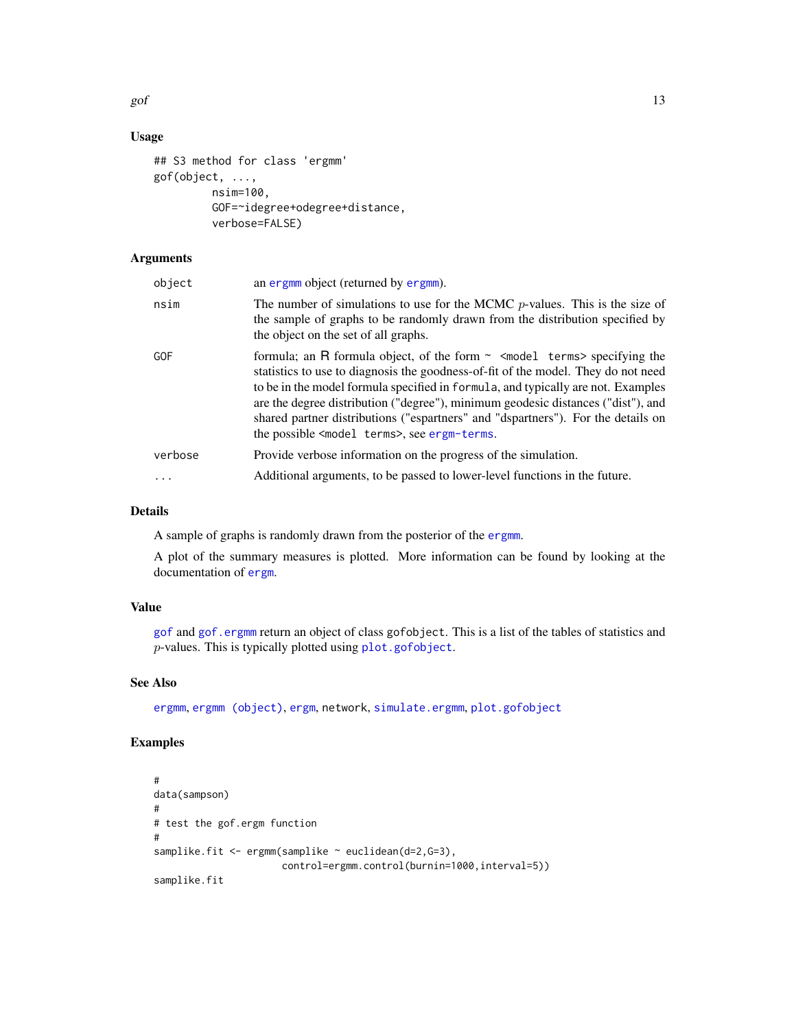## Usage

```
## S3 method for class 'ergmm'
gof(object, ...,
         nsim=100,
         GOF=~idegree+odegree+distance,
         verbose=FALSE)
```

## Arguments

| | |
|---|---|
| `object` | an `ergmm` object (returned by `ergmm`). |
| `nsim` | The number of simulations to use for the MCMC $p$-values. This is the size of the sample of graphs to be randomly drawn from the distribution specified by the object on the set of all graphs. |
| `GOF` | formula; an R formula object, of the form `~ <model terms>` specifying the statistics to use to diagnosis the goodness-of-fit of the model. They do not need to be in the model formula specified in `formula`, and typically are not. Examples are the degree distribution ("degree"), minimum geodesic distances ("dist"), and shared partner distributions ("espartners" and "dspartners"). For the details on the possible `<model terms>`, see `ergm-terms`. |
| `verbose` | Provide verbose information on the progress of the simulation. |
| `...` | Additional arguments, to be passed to lower-level functions in the future. |

## Details

A sample of graphs is randomly drawn from the posterior of the `ergmm`.

A plot of the summary measures is plotted. More information can be found by looking at the documentation of `ergm`.

## Value

`gof` and `gof.ergmm` return an object of class `gofobject`. This is a list of the tables of statistics and $p$-values. This is typically plotted using `plot.gofobject`.

## See Also

`ergmm`, `ergmm (object)`, `ergm`, `network`, `simulate.ergmm`, `plot.gofobject`

## Examples

```
#
data(sampson)
#
# test the gof.ergm function
#
samplike.fit <- ergmm(samplike ~ euclidean(d=2,G=3),
                      control=ergmm.control(burnin=1000,interval=5))
samplike.fit
```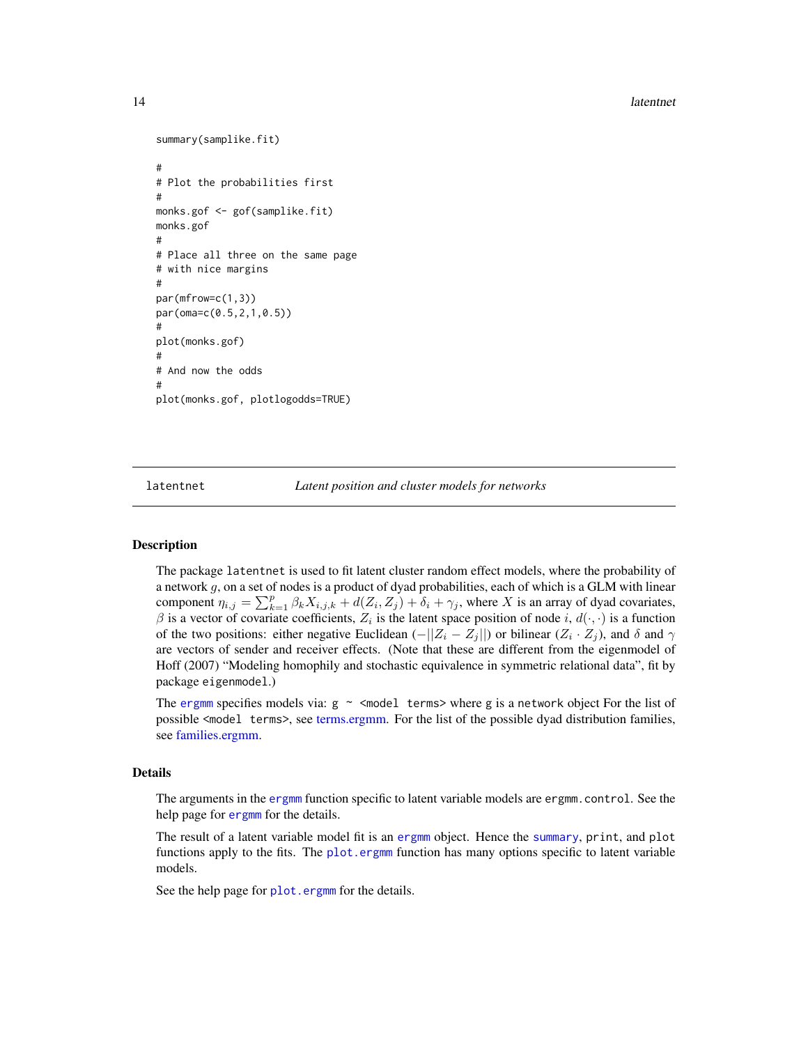```
summary(samplike.fit)

#
# Plot the probabilities first
#
monks.gof <- gof(samplike.fit)
monks.gof
#
# Place all three on the same page
# with nice margins
#
par(mfrow=c(1,3))
par(oma=c(0.5,2,1,0.5))
#
plot(monks.gof)
#
# And now the odds
#
plot(monks.gof, plotlogodds=TRUE)
```

## latentnet — *Latent position and cluster models for networks*

### Description

The package `latentnet` is used to fit latent cluster random effect models, where the probability of a network $g$, on a set of nodes is a product of dyad probabilities, each of which is a GLM with linear component $\eta_{i,j} = \sum_{k=1}^{p} \beta_k X_{i,j,k} + d(Z_i, Z_j) + \delta_i + \gamma_j$, where $X$ is an array of dyad covariates, $\beta$ is a vector of covariate coefficients, $Z_i$ is the latent space position of node $i$, $d(\cdot, \cdot)$ is a function of the two positions: either negative Euclidean ($-||Z_i - Z_j||$) or bilinear ($Z_i \cdot Z_j$), and $\delta$ and $\gamma$ are vectors of sender and receiver effects. (Note that these are different from the eigenmodel of Hoff (2007) "Modeling homophily and stochastic equivalence in symmetric relational data", fit by package `eigenmodel`.)

The `ergmm` specifies models via: `g ~ <model terms>` where `g` is a `network` object For the list of possible `<model terms>`, see terms.ergmm. For the list of the possible dyad distribution families, see families.ergmm.

### Details

The arguments in the `ergmm` function specific to latent variable models are `ergmm.control`. See the help page for `ergmm` for the details.

The result of a latent variable model fit is an `ergmm` object. Hence the `summary`, `print`, and `plot` functions apply to the fits. The `plot.ergmm` function has many options specific to latent variable models.

See the help page for `plot.ergmm` for the details.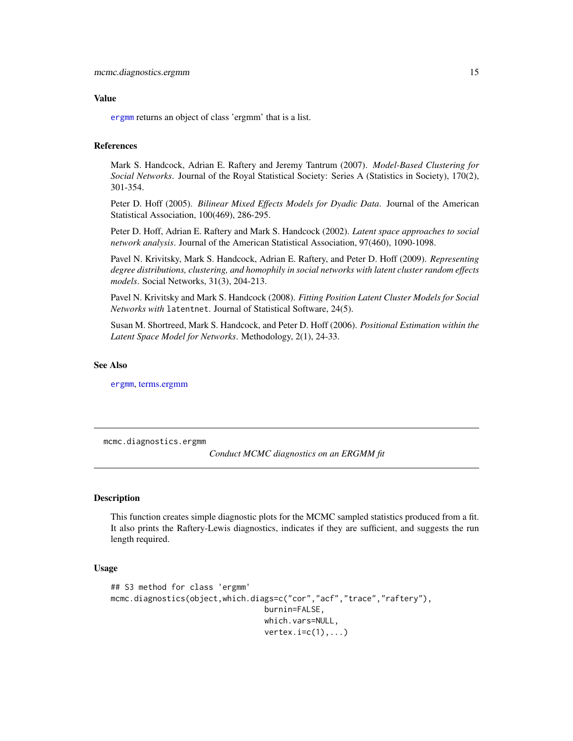### Value

ergmm returns an object of class 'ergmm' that is a list.

### References

Mark S. Handcock, Adrian E. Raftery and Jeremy Tantrum (2007). *Model-Based Clustering for Social Networks*. Journal of the Royal Statistical Society: Series A (Statistics in Society), 170(2), 301-354.

Peter D. Hoff (2005). *Bilinear Mixed Effects Models for Dyadic Data*. Journal of the American Statistical Association, 100(469), 286-295.

Peter D. Hoff, Adrian E. Raftery and Mark S. Handcock (2002). *Latent space approaches to social network analysis*. Journal of the American Statistical Association, 97(460), 1090-1098.

Pavel N. Krivitsky, Mark S. Handcock, Adrian E. Raftery, and Peter D. Hoff (2009). *Representing degree distributions, clustering, and homophily in social networks with latent cluster random effects models*. Social Networks, 31(3), 204-213.

Pavel N. Krivitsky and Mark S. Handcock (2008). *Fitting Position Latent Cluster Models for Social Networks with* `latentnet`. Journal of Statistical Software, 24(5).

Susan M. Shortreed, Mark S. Handcock, and Peter D. Hoff (2006). *Positional Estimation within the Latent Space Model for Networks*. Methodology, 2(1), 24-33.

### See Also

ergmm, terms.ergmm

---

## mcmc.diagnostics.ergmm — *Conduct MCMC diagnostics on an ERGMM fit*

### Description

This function creates simple diagnostic plots for the MCMC sampled statistics produced from a fit. It also prints the Raftery-Lewis diagnostics, indicates if they are sufficient, and suggests the run length required.

### Usage

```
## S3 method for class 'ergmm'
mcmc.diagnostics(object,which.diags=c("cor","acf","trace","raftery"),
                                burnin=FALSE,
                                which.vars=NULL,
                                vertex.i=c(1),...)
```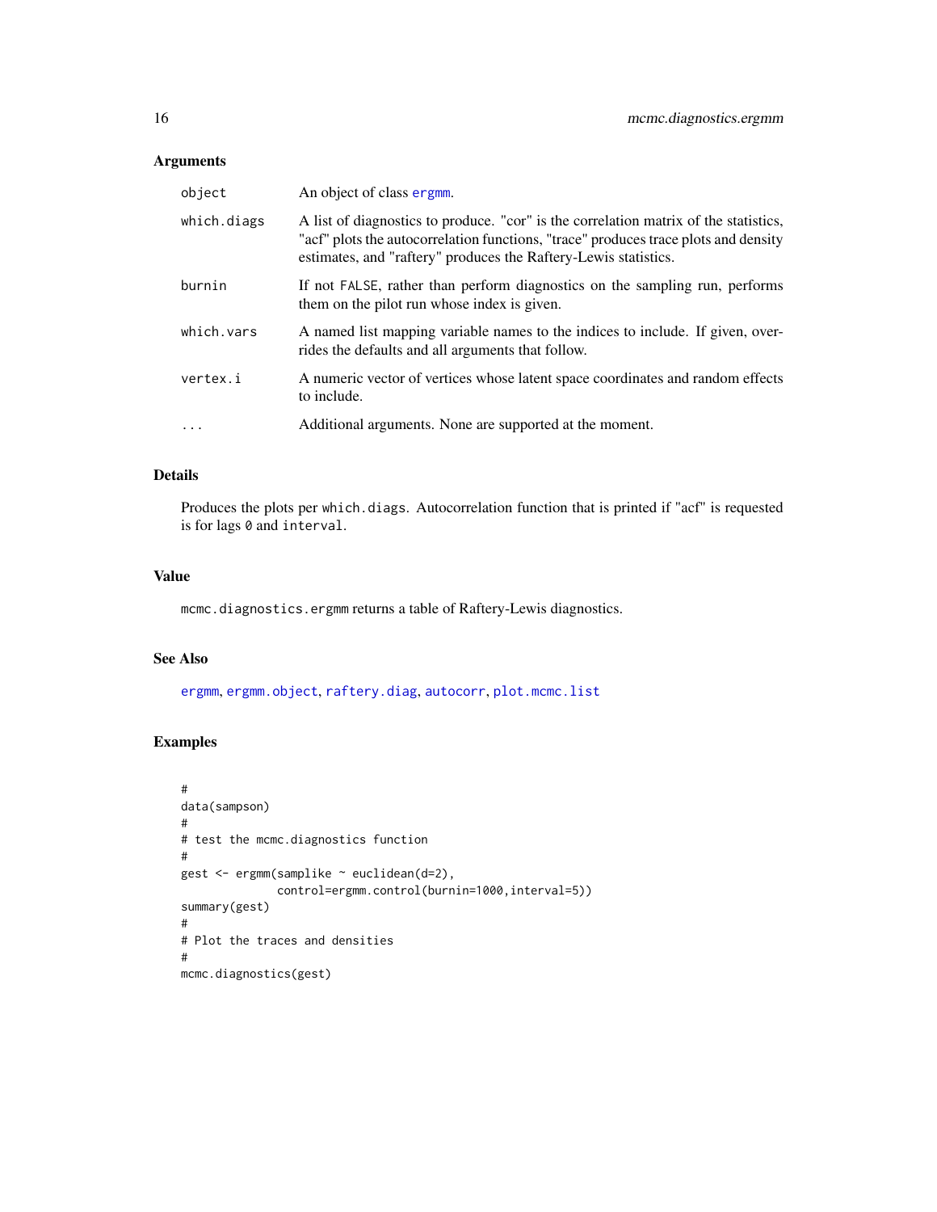## Arguments

| | |
|---|---|
| `object` | An object of class `ergmm`. |
| `which.diags` | A list of diagnostics to produce. "cor" is the correlation matrix of the statistics, "acf" plots the autocorrelation functions, "trace" produces trace plots and density estimates, and "raftery" produces the Raftery-Lewis statistics. |
| `burnin` | If not `FALSE`, rather than perform diagnostics on the sampling run, performs them on the pilot run whose index is given. |
| `which.vars` | A named list mapping variable names to the indices to include. If given, overrides the defaults and all arguments that follow. |
| `vertex.i` | A numeric vector of vertices whose latent space coordinates and random effects to include. |
| `...` | Additional arguments. None are supported at the moment. |

## Details

Produces the plots per `which.diags`. Autocorrelation function that is printed if "acf" is requested is for lags `0` and `interval`.

## Value

`mcmc.diagnostics.ergmm` returns a table of Raftery-Lewis diagnostics.

## See Also

`ergmm`, `ergmm.object`, `raftery.diag`, `autocorr`, `plot.mcmc.list`

## Examples

```
#
data(sampson)
#
# test the mcmc.diagnostics function
#
gest <- ergmm(samplike ~ euclidean(d=2),
              control=ergmm.control(burnin=1000,interval=5))
summary(gest)
#
# Plot the traces and densities
#
mcmc.diagnostics(gest)
```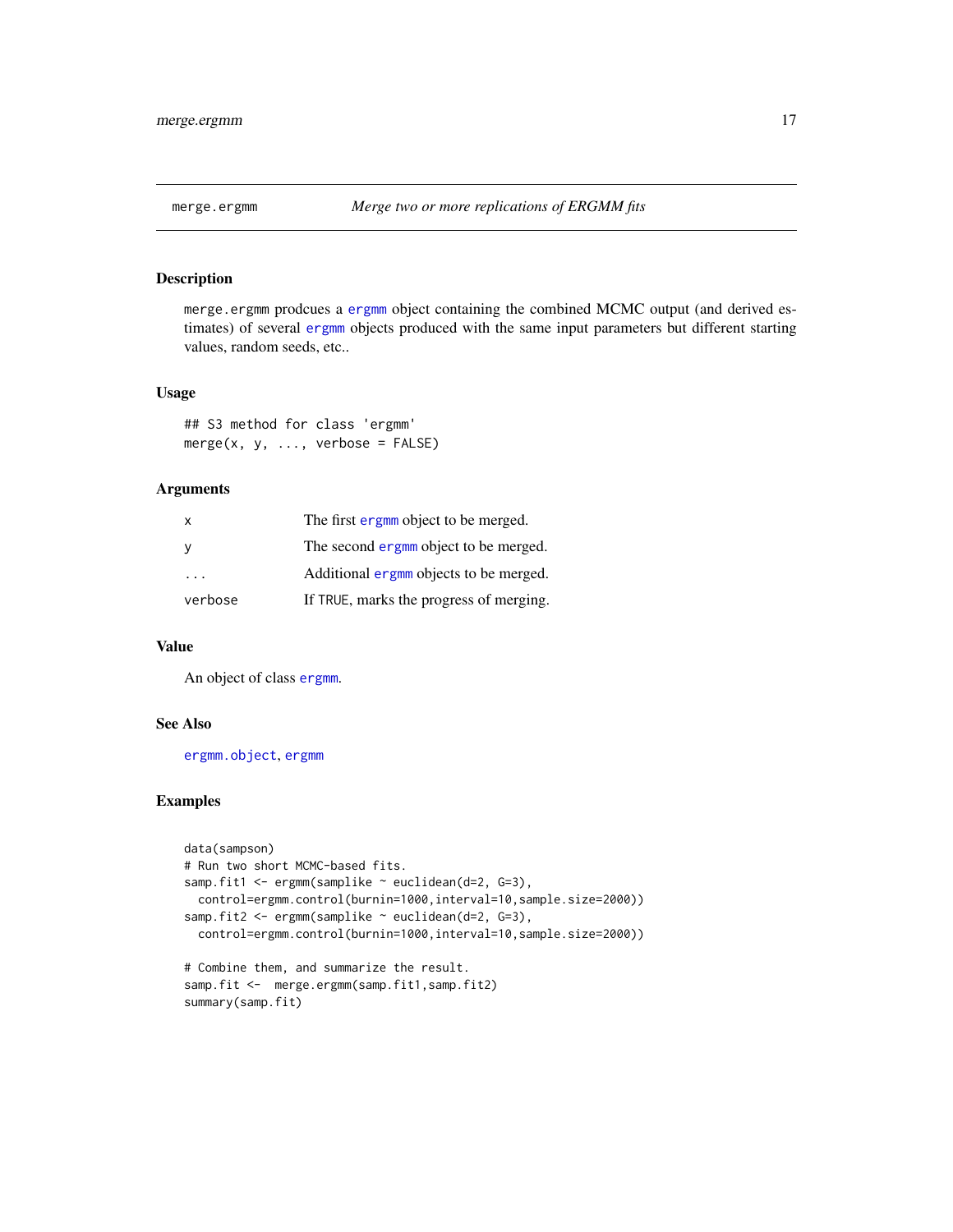# merge.ergmm — *Merge two or more replications of ERGMM fits*

## Description

merge.ergmm prodcues a ergmm object containing the combined MCMC output (and derived estimates) of several ergmm objects produced with the same input parameters but different starting values, random seeds, etc..

## Usage

```
## S3 method for class 'ergmm'
merge(x, y, ..., verbose = FALSE)
```

## Arguments

| | |
|---|---|
| x | The first ergmm object to be merged. |
| y | The second ergmm object to be merged. |
| ... | Additional ergmm objects to be merged. |
| verbose | If TRUE, marks the progress of merging. |

## Value

An object of class ergmm.

## See Also

ergmm.object, ergmm

## Examples

```
data(sampson)
# Run two short MCMC-based fits.
samp.fit1 <- ergmm(samplike ~ euclidean(d=2, G=3),
  control=ergmm.control(burnin=1000,interval=10,sample.size=2000))
samp.fit2 <- ergmm(samplike ~ euclidean(d=2, G=3),
  control=ergmm.control(burnin=1000,interval=10,sample.size=2000))

# Combine them, and summarize the result.
samp.fit <-  merge.ergmm(samp.fit1,samp.fit2)
summary(samp.fit)
```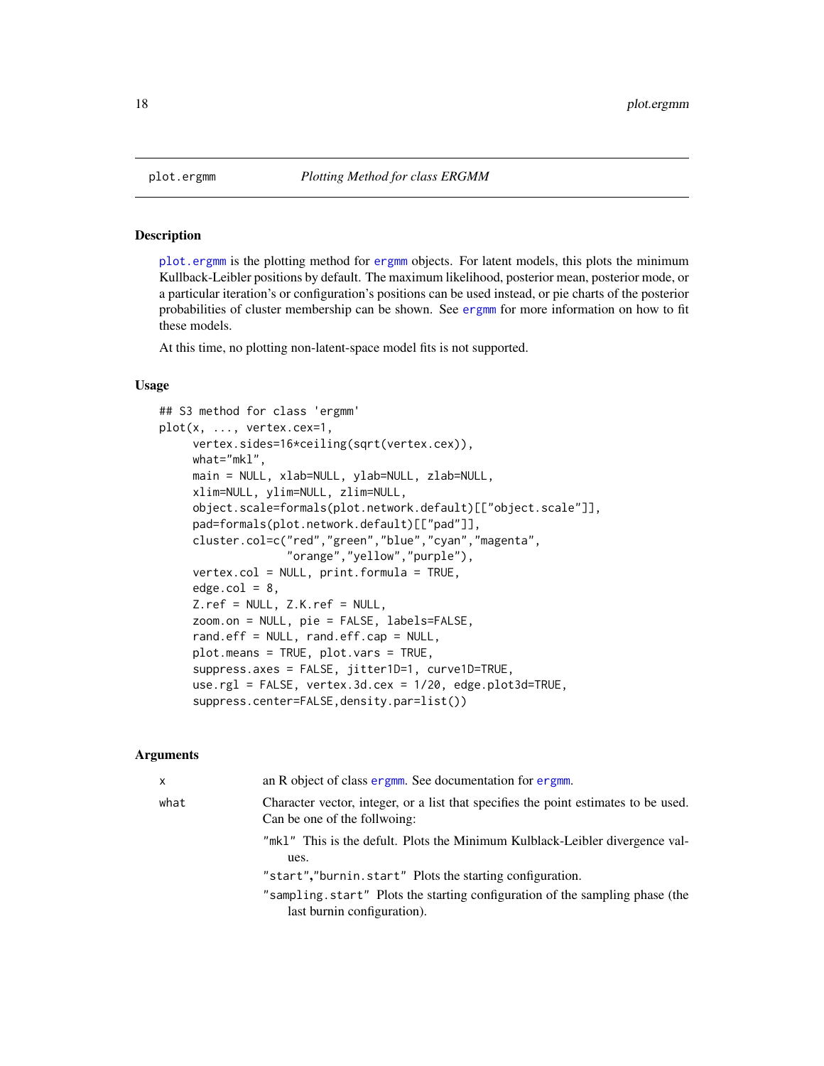plot.ergmm *Plotting Method for class ERGMM*

## Description

plot.ergmm is the plotting method for ergmm objects. For latent models, this plots the minimum Kullback-Leibler positions by default. The maximum likelihood, posterior mean, posterior mode, or a particular iteration's or configuration's positions can be used instead, or pie charts of the posterior probabilities of cluster membership can be shown. See ergmm for more information on how to fit these models.

At this time, no plotting non-latent-space model fits is not supported.

## Usage

```
## S3 method for class 'ergmm'
plot(x, ..., vertex.cex=1,
     vertex.sides=16*ceiling(sqrt(vertex.cex)),
     what="mkl",
     main = NULL, xlab=NULL, ylab=NULL, zlab=NULL,
     xlim=NULL, ylim=NULL, zlim=NULL,
     object.scale=formals(plot.network.default)[["object.scale"]],
     pad=formals(plot.network.default)[["pad"]],
     cluster.col=c("red","green","blue","cyan","magenta",
                  "orange","yellow","purple"),
     vertex.col = NULL, print.formula = TRUE,
     edge.col = 8,
     Z.ref = NULL, Z.K.ref = NULL,
     zoom.on = NULL, pie = FALSE, labels=FALSE,
     rand.eff = NULL, rand.eff.cap = NULL,
     plot.means = TRUE, plot.vars = TRUE,
     suppress.axes = FALSE, jitter1D=1, curve1D=TRUE,
     use.rgl = FALSE, vertex.3d.cex = 1/20, edge.plot3d=TRUE,
     suppress.center=FALSE,density.par=list())
```

## Arguments

`x` an R object of class ergmm. See documentation for ergmm.

`what` Character vector, integer, or a list that specifies the point estimates to be used. Can be one of the follwoing:

- `"mkl"` This is the defult. Plots the Minimum Kulblack-Leibler divergence values.
- `"start"`,`"burnin.start"` Plots the starting configuration.
- `"sampling.start"` Plots the starting configuration of the sampling phase (the last burnin configuration).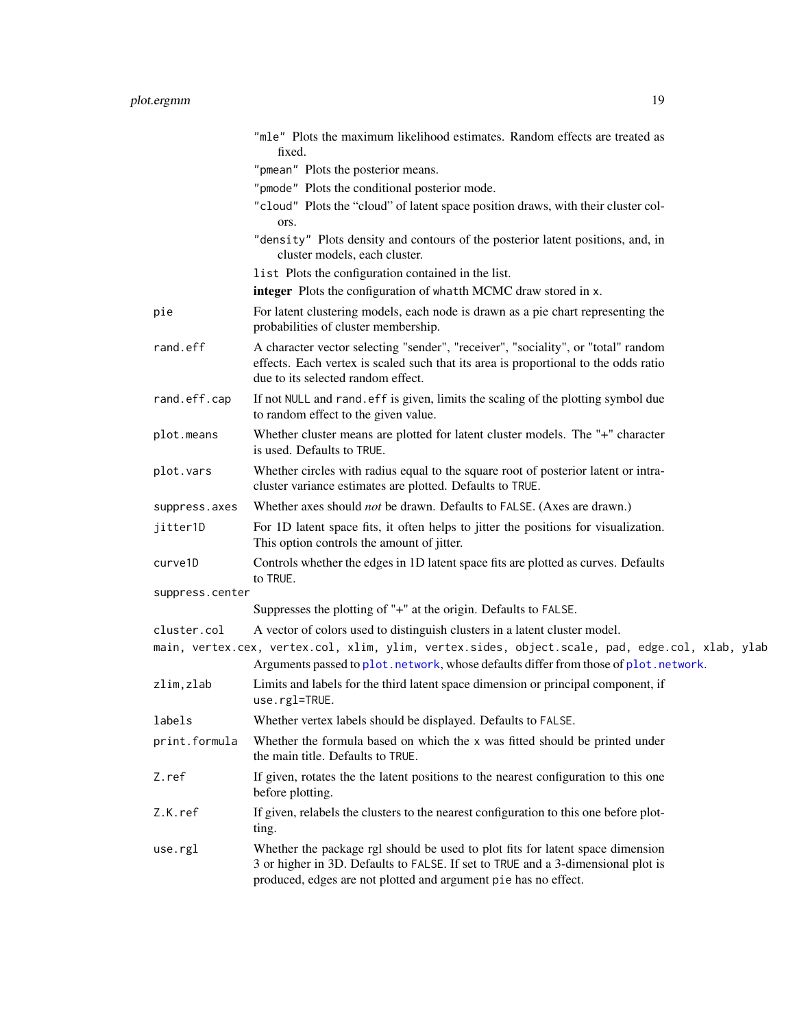"mle" Plots the maximum likelihood estimates. Random effects are treated as fixed.

"pmean" Plots the posterior means.

"pmode" Plots the conditional posterior mode.

"cloud" Plots the "cloud" of latent space position draws, with their cluster colors.

"density" Plots density and contours of the posterior latent positions, and, in cluster models, each cluster.

list Plots the configuration contained in the list.

**integer** Plots the configuration of whatth MCMC draw stored in x.

| Argument | Description |
|---|---|
| pie | For latent clustering models, each node is drawn as a pie chart representing the probabilities of cluster membership. |
| rand.eff | A character vector selecting "sender", "receiver", "sociality", or "total" random effects. Each vertex is scaled such that its area is proportional to the odds ratio due to its selected random effect. |
| rand.eff.cap | If not NULL and rand.eff is given, limits the scaling of the plotting symbol due to random effect to the given value. |
| plot.means | Whether cluster means are plotted for latent cluster models. The "+" character is used. Defaults to TRUE. |
| plot.vars | Whether circles with radius equal to the square root of posterior latent or intra-cluster variance estimates are plotted. Defaults to TRUE. |
| suppress.axes | Whether axes should *not* be drawn. Defaults to FALSE. (Axes are drawn.) |
| jitter1D | For 1D latent space fits, it often helps to jitter the positions for visualization. This option controls the amount of jitter. |
| curve1D | Controls whether the edges in 1D latent space fits are plotted as curves. Defaults to TRUE. |
| suppress.center | Suppresses the plotting of "+" at the origin. Defaults to FALSE. |
| cluster.col | A vector of colors used to distinguish clusters in a latent cluster model. |
| main, vertex.cex, vertex.col, xlim, ylim, vertex.sides, object.scale, pad, edge.col, xlab, ylab | Arguments passed to plot.network, whose defaults differ from those of plot.network. |
| zlim,zlab | Limits and labels for the third latent space dimension or principal component, if use.rgl=TRUE. |
| labels | Whether vertex labels should be displayed. Defaults to FALSE. |
| print.formula | Whether the formula based on which the x was fitted should be printed under the main title. Defaults to TRUE. |
| Z.ref | If given, rotates the the latent positions to the nearest configuration to this one before plotting. |
| Z.K.ref | If given, relabels the clusters to the nearest configuration to this one before plotting. |
| use.rgl | Whether the package rgl should be used to plot fits for latent space dimension 3 or higher in 3D. Defaults to FALSE. If set to TRUE and a 3-dimensional plot is produced, edges are not plotted and argument pie has no effect. |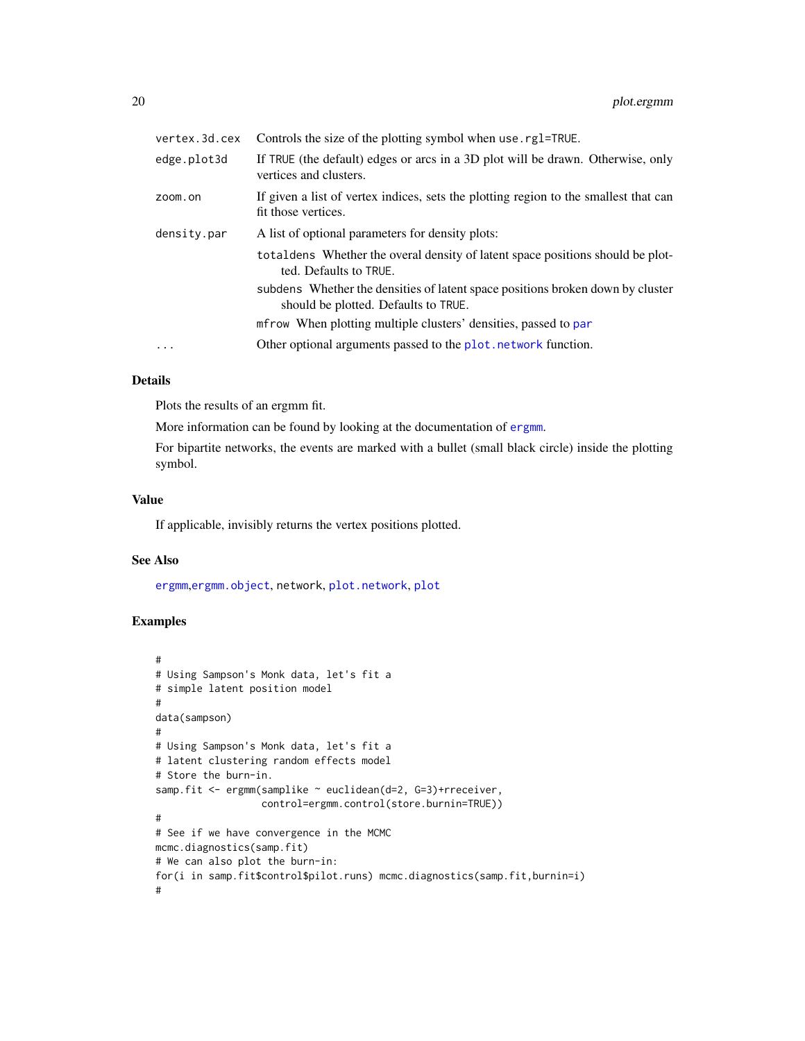| | |
|---|---|
| `vertex.3d.cex` | Controls the size of the plotting symbol when `use.rgl=TRUE`. |
| `edge.plot3d` | If `TRUE` (the default) edges or arcs in a 3D plot will be drawn. Otherwise, only vertices and clusters. |
| `zoom.on` | If given a list of vertex indices, sets the plotting region to the smallest that can fit those vertices. |
| `density.par` | A list of optional parameters for density plots:<br>`totaldens` Whether the overal density of latent space positions should be plotted. Defaults to `TRUE`.<br>`subdens` Whether the densities of latent space positions broken down by cluster should be plotted. Defaults to `TRUE`.<br>`mfrow` When plotting multiple clusters' densities, passed to `par` |
| `...` | Other optional arguments passed to the `plot.network` function. |

## Details

Plots the results of an ergmm fit.

More information can be found by looking at the documentation of `ergmm`.

For bipartite networks, the events are marked with a bullet (small black circle) inside the plotting symbol.

## Value

If applicable, invisibly returns the vertex positions plotted.

## See Also

`ergmm`,`ergmm.object`, `network`, `plot.network`, `plot`

## Examples

```
#
# Using Sampson's Monk data, let's fit a
# simple latent position model
#
data(sampson)
#
# Using Sampson's Monk data, let's fit a
# latent clustering random effects model
# Store the burn-in.
samp.fit <- ergmm(samplike ~ euclidean(d=2, G=3)+rreceiver,
                  control=ergmm.control(store.burnin=TRUE))
#
# See if we have convergence in the MCMC
mcmc.diagnostics(samp.fit)
# We can also plot the burn-in:
for(i in samp.fit$control$pilot.runs) mcmc.diagnostics(samp.fit,burnin=i)
#
```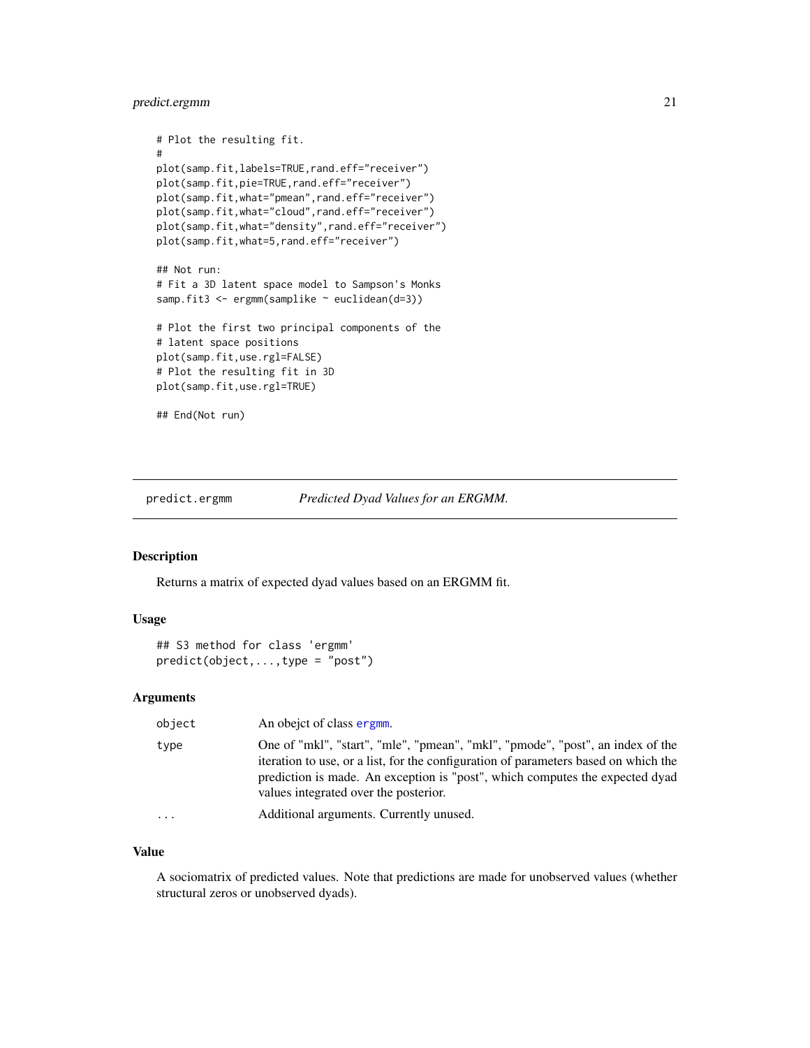```
# Plot the resulting fit.
#
plot(samp.fit,labels=TRUE,rand.eff="receiver")
plot(samp.fit,pie=TRUE,rand.eff="receiver")
plot(samp.fit,what="pmean",rand.eff="receiver")
plot(samp.fit,what="cloud",rand.eff="receiver")
plot(samp.fit,what="density",rand.eff="receiver")
plot(samp.fit,what=5,rand.eff="receiver")

## Not run:
# Fit a 3D latent space model to Sampson's Monks
samp.fit3 <- ergmm(samplike ~ euclidean(d=3))

# Plot the first two principal components of the
# latent space positions
plot(samp.fit,use.rgl=FALSE)
# Plot the resulting fit in 3D
plot(samp.fit,use.rgl=TRUE)

## End(Not run)
```

## predict.ergmm — *Predicted Dyad Values for an ERGMM.*

### Description

Returns a matrix of expected dyad values based on an ERGMM fit.

### Usage

```
## S3 method for class 'ergmm'
predict(object,...,type = "post")
```

### Arguments

| | |
|---|---|
| `object` | An obejct of class ergmm. |
| `type` | One of "mkl", "start", "mle", "pmean", "mkl", "pmode", "post", an index of the iteration to use, or a list, for the configuration of parameters based on which the prediction is made. An exception is "post", which computes the expected dyad values integrated over the posterior. |
| `...` | Additional arguments. Currently unused. |

### Value

A sociomatrix of predicted values. Note that predictions are made for unobserved values (whether structural zeros or unobserved dyads).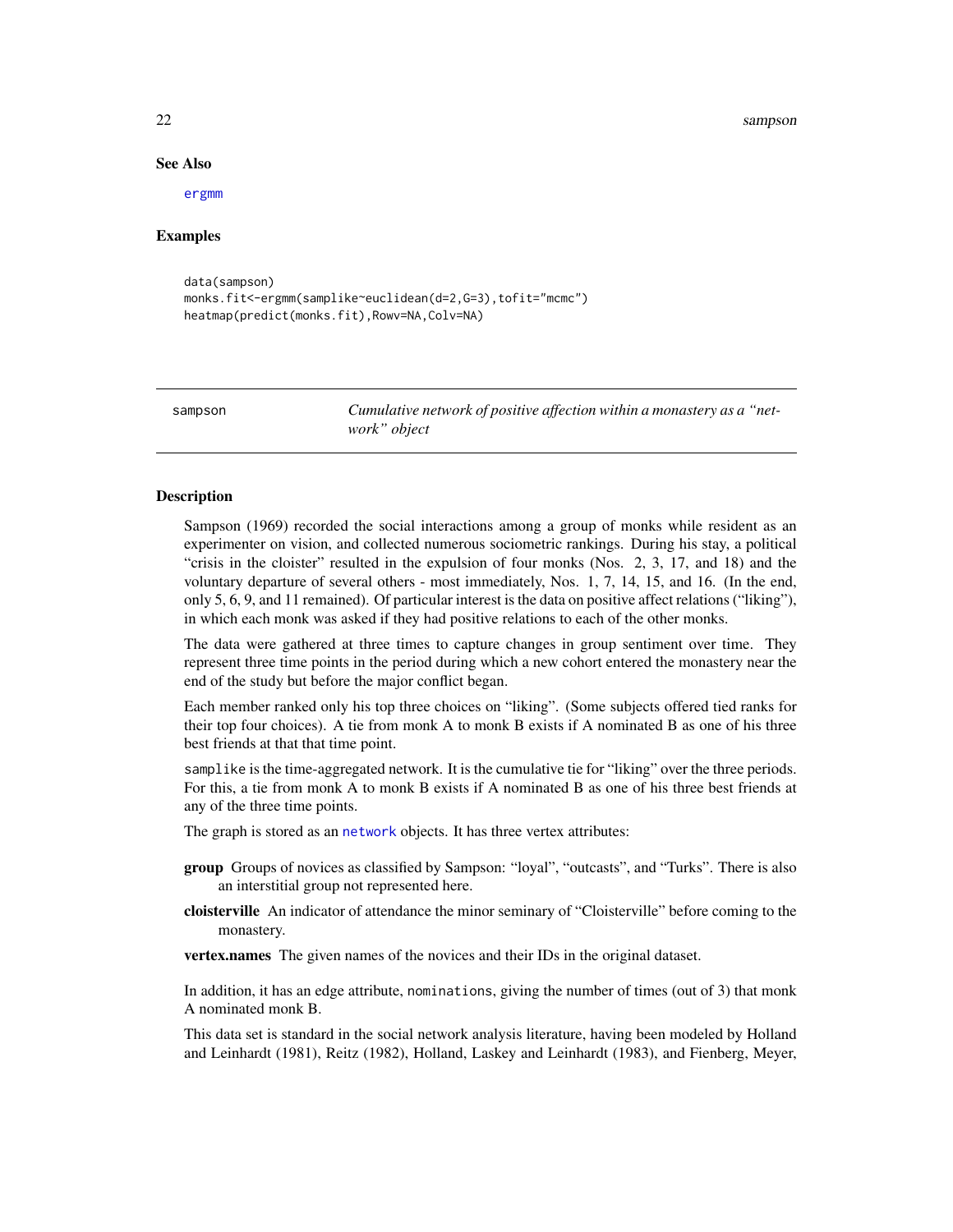## See Also

ergmm

## Examples

```
data(sampson)
monks.fit<-ergmm(samplike~euclidean(d=2,G=3),tofit="mcmc")
heatmap(predict(monks.fit),Rowv=NA,Colv=NA)
```

---

# sampson — *Cumulative network of positive affection within a monastery as a "network" object*

## Description

Sampson (1969) recorded the social interactions among a group of monks while resident as an experimenter on vision, and collected numerous sociometric rankings. During his stay, a political "crisis in the cloister" resulted in the expulsion of four monks (Nos. 2, 3, 17, and 18) and the voluntary departure of several others - most immediately, Nos. 1, 7, 14, 15, and 16. (In the end, only 5, 6, 9, and 11 remained). Of particular interest is the data on positive affect relations ("liking"), in which each monk was asked if they had positive relations to each of the other monks.

The data were gathered at three times to capture changes in group sentiment over time. They represent three time points in the period during which a new cohort entered the monastery near the end of the study but before the major conflict began.

Each member ranked only his top three choices on "liking". (Some subjects offered tied ranks for their top four choices). A tie from monk A to monk B exists if A nominated B as one of his three best friends at that that time point.

`samplike` is the time-aggregated network. It is the cumulative tie for "liking" over the three periods. For this, a tie from monk A to monk B exists if A nominated B as one of his three best friends at any of the three time points.

The graph is stored as an network objects. It has three vertex attributes:

**group** Groups of novices as classified by Sampson: "loyal", "outcasts", and "Turks". There is also an interstitial group not represented here.

**cloisterville** An indicator of attendance the minor seminary of "Cloisterville" before coming to the monastery.

**vertex.names** The given names of the novices and their IDs in the original dataset.

In addition, it has an edge attribute, `nominations`, giving the number of times (out of 3) that monk A nominated monk B.

This data set is standard in the social network analysis literature, having been modeled by Holland and Leinhardt (1981), Reitz (1982), Holland, Laskey and Leinhardt (1983), and Fienberg, Meyer,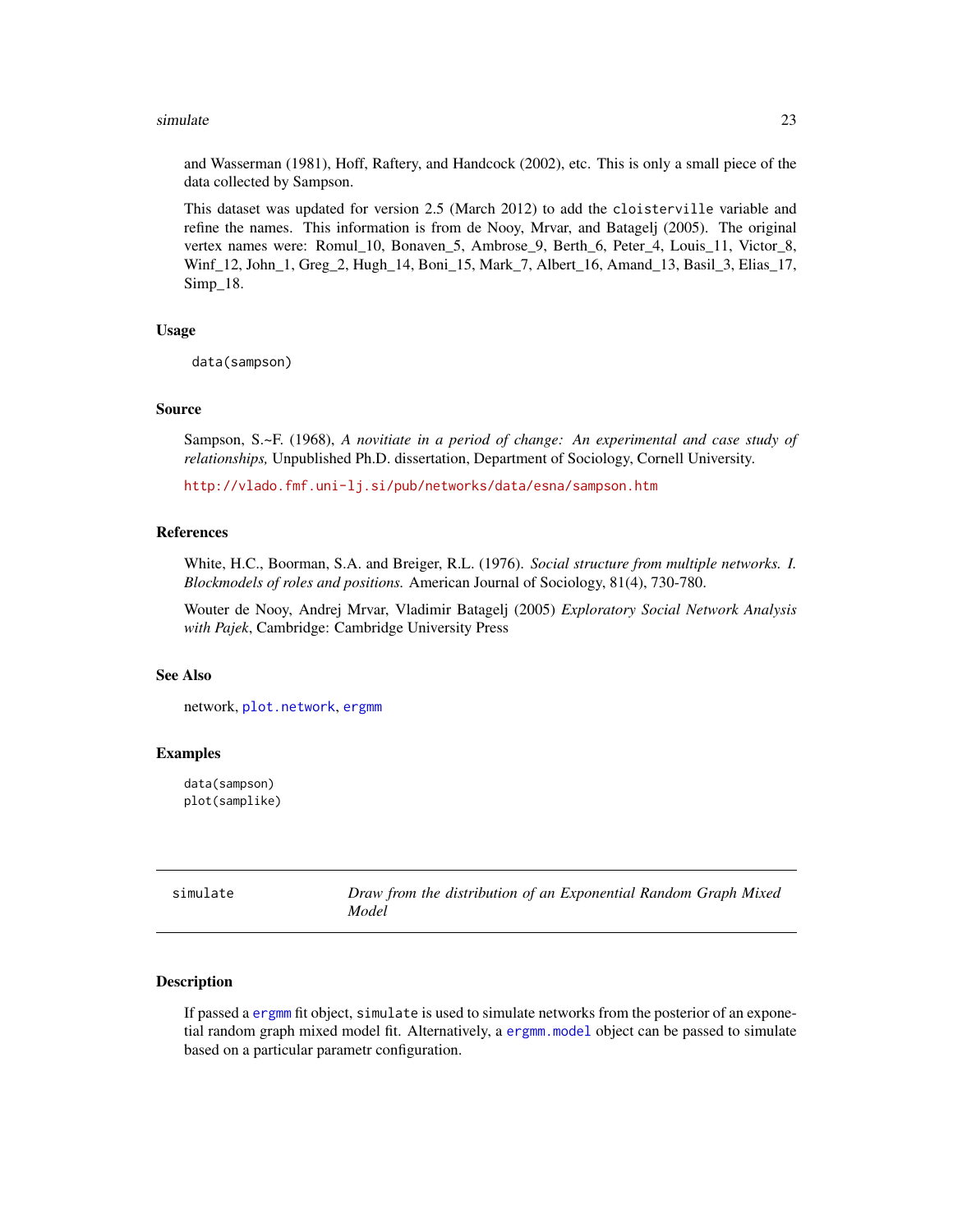and Wasserman (1981), Hoff, Raftery, and Handcock (2002), etc. This is only a small piece of the data collected by Sampson.

This dataset was updated for version 2.5 (March 2012) to add the `cloisterville` variable and refine the names. This information is from de Nooy, Mrvar, and Batagelj (2005). The original vertex names were: Romul_10, Bonaven_5, Ambrose_9, Berth_6, Peter_4, Louis_11, Victor_8, Winf_12, John_1, Greg_2, Hugh_14, Boni_15, Mark_7, Albert_16, Amand_13, Basil_3, Elias_17, Simp_18.

### Usage

```
data(sampson)
```

### Source

Sampson, S.~F. (1968), *A novitiate in a period of change: An experimental and case study of relationships,* Unpublished Ph.D. dissertation, Department of Sociology, Cornell University.

http://vlado.fmf.uni-lj.si/pub/networks/data/esna/sampson.htm

### References

White, H.C., Boorman, S.A. and Breiger, R.L. (1976). *Social structure from multiple networks. I. Blockmodels of roles and positions.* American Journal of Sociology, 81(4), 730-780.

Wouter de Nooy, Andrej Mrvar, Vladimir Batagelj (2005) *Exploratory Social Network Analysis with Pajek*, Cambridge: Cambridge University Press

### See Also

network, `plot.network`, `ergmm`

### Examples

```
data(sampson)
plot(samplike)
```

---

## simulate — *Draw from the distribution of an Exponential Random Graph Mixed Model*

---

### Description

If passed a `ergmm` fit object, `simulate` is used to simulate networks from the posterior of an exponential random graph mixed model fit. Alternatively, a `ergmm.model` object can be passed to simulate based on a particular parametr configuration.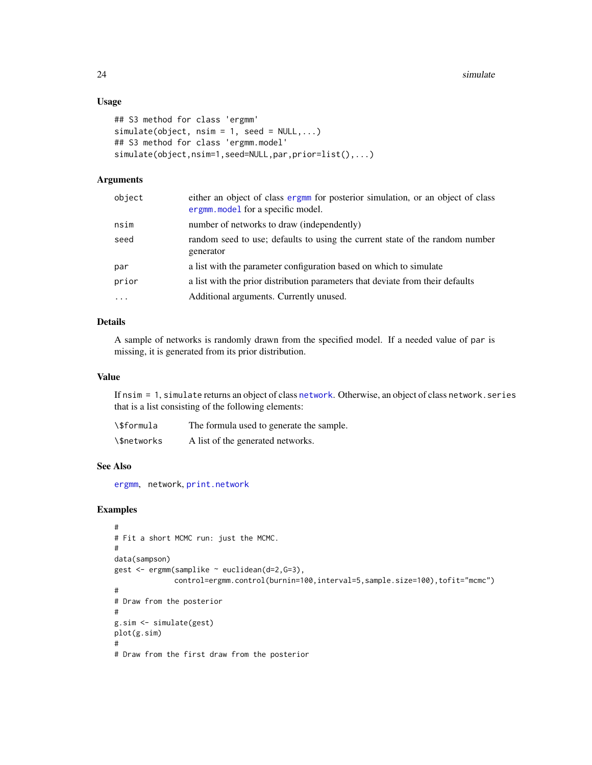### Usage

```
## S3 method for class 'ergmm'
simulate(object, nsim = 1, seed = NULL,...)
## S3 method for class 'ergmm.model'
simulate(object,nsim=1,seed=NULL,par,prior=list(),...)
```

### Arguments

| | |
|---|---|
| object | either an object of class ergmm for posterior simulation, or an object of class ergmm.model for a specific model. |
| nsim | number of networks to draw (independently) |
| seed | random seed to use; defaults to using the current state of the random number generator |
| par | a list with the parameter configuration based on which to simulate |
| prior | a list with the prior distribution parameters that deviate from their defaults |
| ... | Additional arguments. Currently unused. |

### Details

A sample of networks is randomly drawn from the specified model. If a needed value of `par` is missing, it is generated from its prior distribution.

### Value

If `nsim = 1`, `simulate` returns an object of class `network`. Otherwise, an object of class `network.series` that is a list consisting of the following elements:

| | |
|---|---|
| \$formula | The formula used to generate the sample. |
| \$networks | A list of the generated networks. |

### See Also

ergmm, network, print.network

### Examples

```
#
# Fit a short MCMC run: just the MCMC.
#
data(sampson)
gest <- ergmm(samplike ~ euclidean(d=2,G=3),
              control=ergmm.control(burnin=100,interval=5,sample.size=100),tofit="mcmc")
#
# Draw from the posterior
#
g.sim <- simulate(gest)
plot(g.sim)
#
# Draw from the first draw from the posterior
```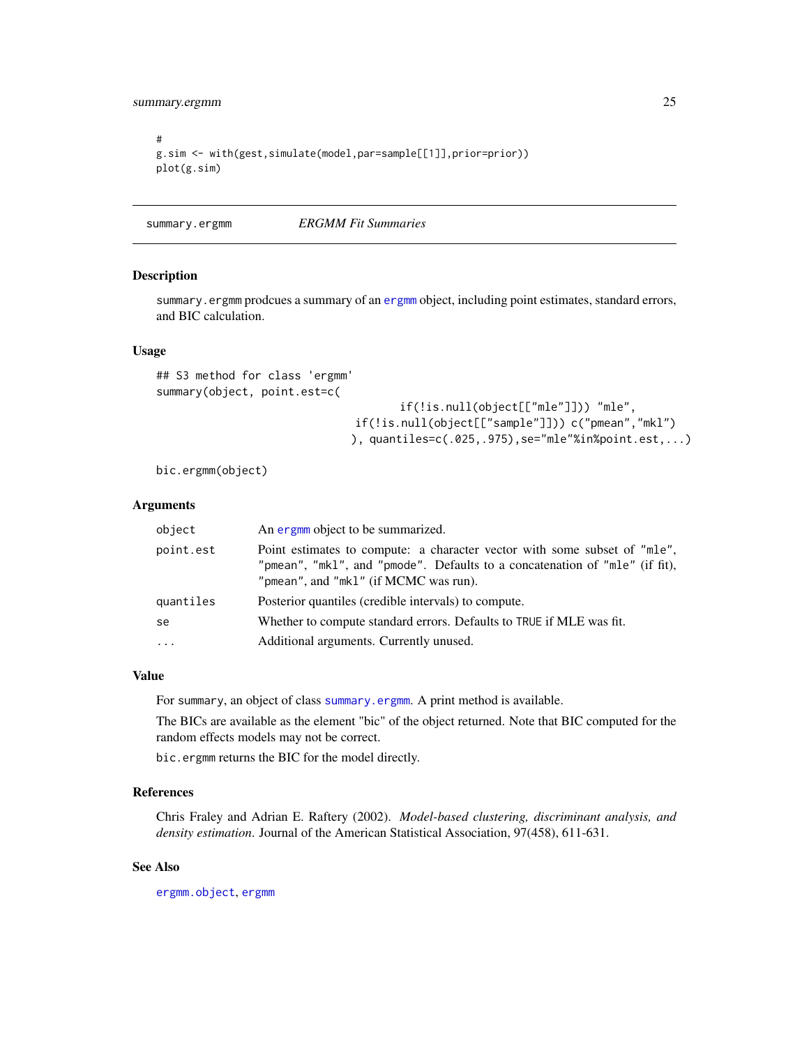```
#
g.sim <- with(gest,simulate(model,par=sample[[1]],prior=prior))
plot(g.sim)
```

---

## summary.ergmm — *ERGMM Fit Summaries*

### Description

summary.ergmm prodcues a summary of an ergmm object, including point estimates, standard errors, and BIC calculation.

### Usage

```
## S3 method for class 'ergmm'
summary(object, point.est=c(
                                   if(!is.null(object[["mle"]])) "mle",
                              if(!is.null(object[["sample"]])) c("pmean","mkl")
                             ), quantiles=c(.025,.975),se="mle"%in%point.est,...)

bic.ergmm(object)
```

### Arguments

| | |
|---|---|
| object | An ergmm object to be summarized. |
| point.est | Point estimates to compute: a character vector with some subset of "mle", "pmean", "mkl", and "pmode". Defaults to a concatenation of "mle" (if fit), "pmean", and "mkl" (if MCMC was run). |
| quantiles | Posterior quantiles (credible intervals) to compute. |
| se | Whether to compute standard errors. Defaults to TRUE if MLE was fit. |
| ... | Additional arguments. Currently unused. |

### Value

For summary, an object of class summary.ergmm. A print method is available.

The BICs are available as the element "bic" of the object returned. Note that BIC computed for the random effects models may not be correct.

bic.ergmm returns the BIC for the model directly.

### References

Chris Fraley and Adrian E. Raftery (2002). *Model-based clustering, discriminant analysis, and density estimation*. Journal of the American Statistical Association, 97(458), 611-631.

### See Also

ergmm.object, ergmm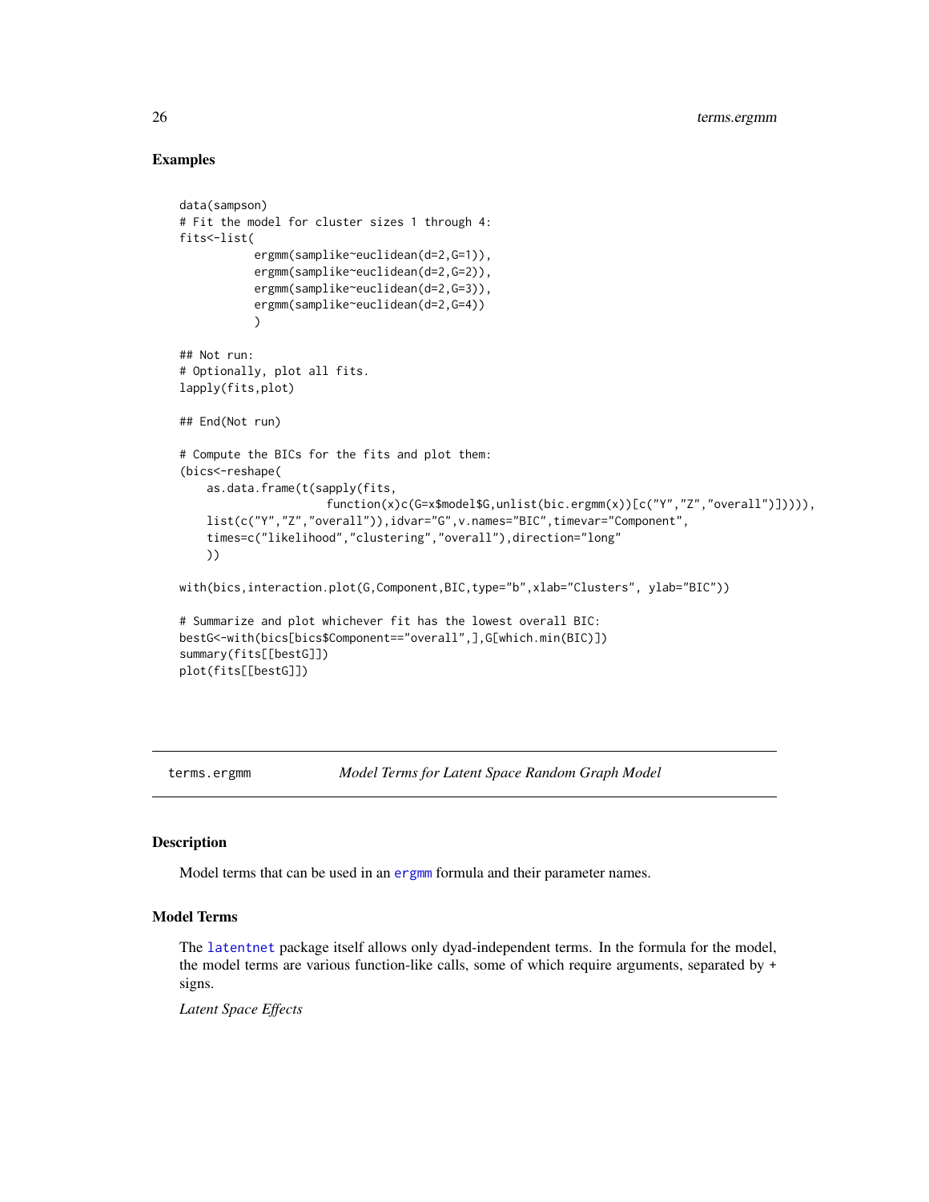## Examples

```
data(sampson)
# Fit the model for cluster sizes 1 through 4:
fits<-list(
           ergmm(samplike~euclidean(d=2,G=1)),
           ergmm(samplike~euclidean(d=2,G=2)),
           ergmm(samplike~euclidean(d=2,G=3)),
           ergmm(samplike~euclidean(d=2,G=4))
           )

## Not run:
# Optionally, plot all fits.
lapply(fits,plot)

## End(Not run)

# Compute the BICs for the fits and plot them:
(bics<-reshape(
    as.data.frame(t(sapply(fits,
                 function(x)c(G=x$model$G,unlist(bic.ergmm(x))[c("Y","Z","overall")])))),
    list(c("Y","Z","overall")),idvar="G",v.names="BIC",timevar="Component",
    times=c("likelihood","clustering","overall"),direction="long"
    ))

with(bics,interaction.plot(G,Component,BIC,type="b",xlab="Clusters", ylab="BIC"))

# Summarize and plot whichever fit has the lowest overall BIC:
bestG<-with(bics[bics$Component=="overall",],G[which.min(BIC)])
summary(fits[[bestG]])
plot(fits[[bestG]])
```

---

terms.ergmm *Model Terms for Latent Space Random Graph Model*

---

## Description

Model terms that can be used in an ergmm formula and their parameter names.

## Model Terms

The latentnet package itself allows only dyad-independent terms. In the formula for the model, the model terms are various function-like calls, some of which require arguments, separated by + signs.

*Latent Space Effects*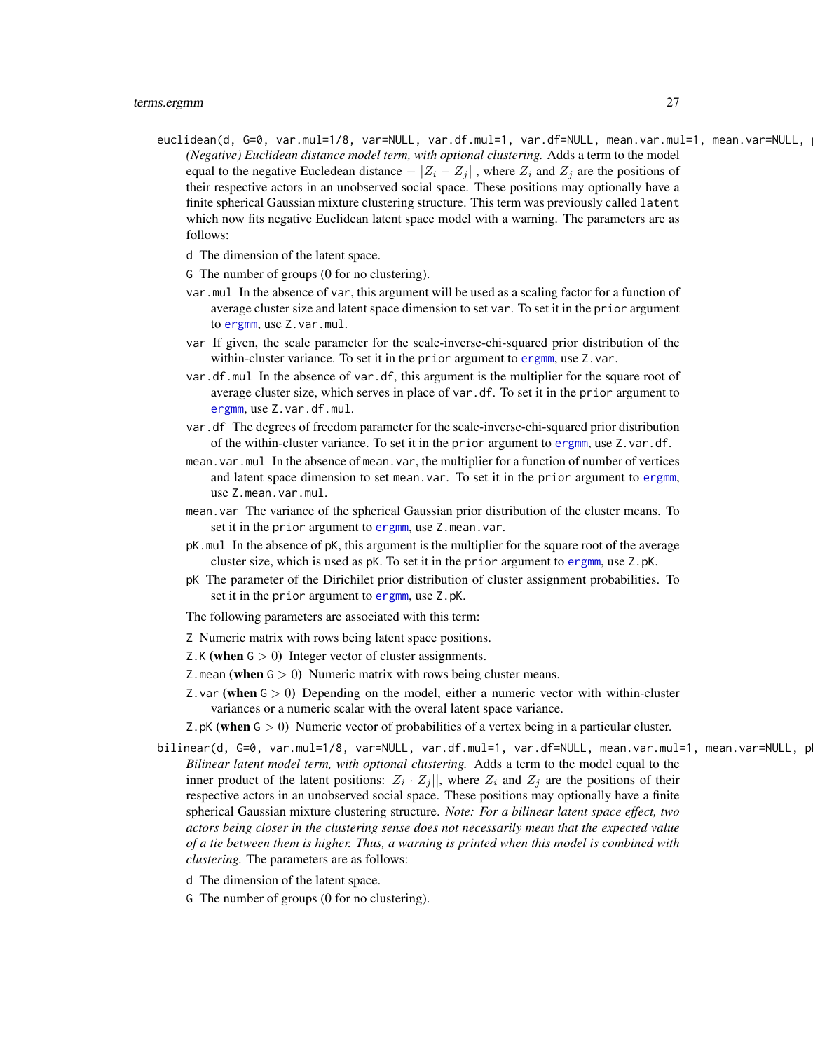`euclidean(d, G=0, var.mul=1/8, var=NULL, var.df.mul=1, var.df=NULL, mean.var.mul=1, mean.var=NULL, p`

*(Negative) Euclidean distance model term, with optional clustering.* Adds a term to the model equal to the negative Eucledean distance $-||Z_i - Z_j||$, where $Z_i$ and $Z_j$ are the positions of their respective actors in an unobserved social space. These positions may optionally have a finite spherical Gaussian mixture clustering structure. This term was previously called `latent` which now fits negative Euclidean latent space model with a warning. The parameters are as follows:

- `d` The dimension of the latent space.
- `G` The number of groups (0 for no clustering).
- `var.mul` In the absence of `var`, this argument will be used as a scaling factor for a function of average cluster size and latent space dimension to set `var`. To set it in the `prior` argument to `ergmm`, use `Z.var.mul`.
- `var` If given, the scale parameter for the scale-inverse-chi-squared prior distribution of the within-cluster variance. To set it in the `prior` argument to `ergmm`, use `Z.var`.
- `var.df.mul` In the absence of `var.df`, this argument is the multiplier for the square root of average cluster size, which serves in place of `var.df`. To set it in the `prior` argument to `ergmm`, use `Z.var.df.mul`.
- `var.df` The degrees of freedom parameter for the scale-inverse-chi-squared prior distribution of the within-cluster variance. To set it in the `prior` argument to `ergmm`, use `Z.var.df`.
- `mean.var.mul` In the absence of `mean.var`, the multiplier for a function of number of vertices and latent space dimension to set `mean.var`. To set it in the `prior` argument to `ergmm`, use `Z.mean.var.mul`.
- `mean.var` The variance of the spherical Gaussian prior distribution of the cluster means. To set it in the `prior` argument to `ergmm`, use `Z.mean.var`.
- `pK.mul` In the absence of `pK`, this argument is the multiplier for the square root of the average cluster size, which is used as `pK`. To set it in the `prior` argument to `ergmm`, use `Z.pK`.
- `pK` The parameter of the Dirichilet prior distribution of cluster assignment probabilities. To set it in the `prior` argument to `ergmm`, use `Z.pK`.

The following parameters are associated with this term:

- `Z` Numeric matrix with rows being latent space positions.
- `Z.K` **(when** `G` $> 0$**)** Integer vector of cluster assignments.
- `Z.mean` **(when** `G` $> 0$**)** Numeric matrix with rows being cluster means.
- `Z.var` **(when** `G` $> 0$**)** Depending on the model, either a numeric vector with within-cluster variances or a numeric scalar with the overal latent space variance.
- `Z.pK` **(when** `G` $> 0$**)** Numeric vector of probabilities of a vertex being in a particular cluster.

`bilinear(d, G=0, var.mul=1/8, var=NULL, var.df.mul=1, var.df=NULL, mean.var.mul=1, mean.var=NULL, pl`

*Bilinear latent model term, with optional clustering.* Adds a term to the model equal to the inner product of the latent positions: $Z_i \cdot Z_j||$, where $Z_i$ and $Z_j$ are the positions of their respective actors in an unobserved social space. These positions may optionally have a finite spherical Gaussian mixture clustering structure. *Note: For a bilinear latent space effect, two actors being closer in the clustering sense does not necessarily mean that the expected value of a tie between them is higher. Thus, a warning is printed when this model is combined with clustering.* The parameters are as follows:

- `d` The dimension of the latent space.
- `G` The number of groups (0 for no clustering).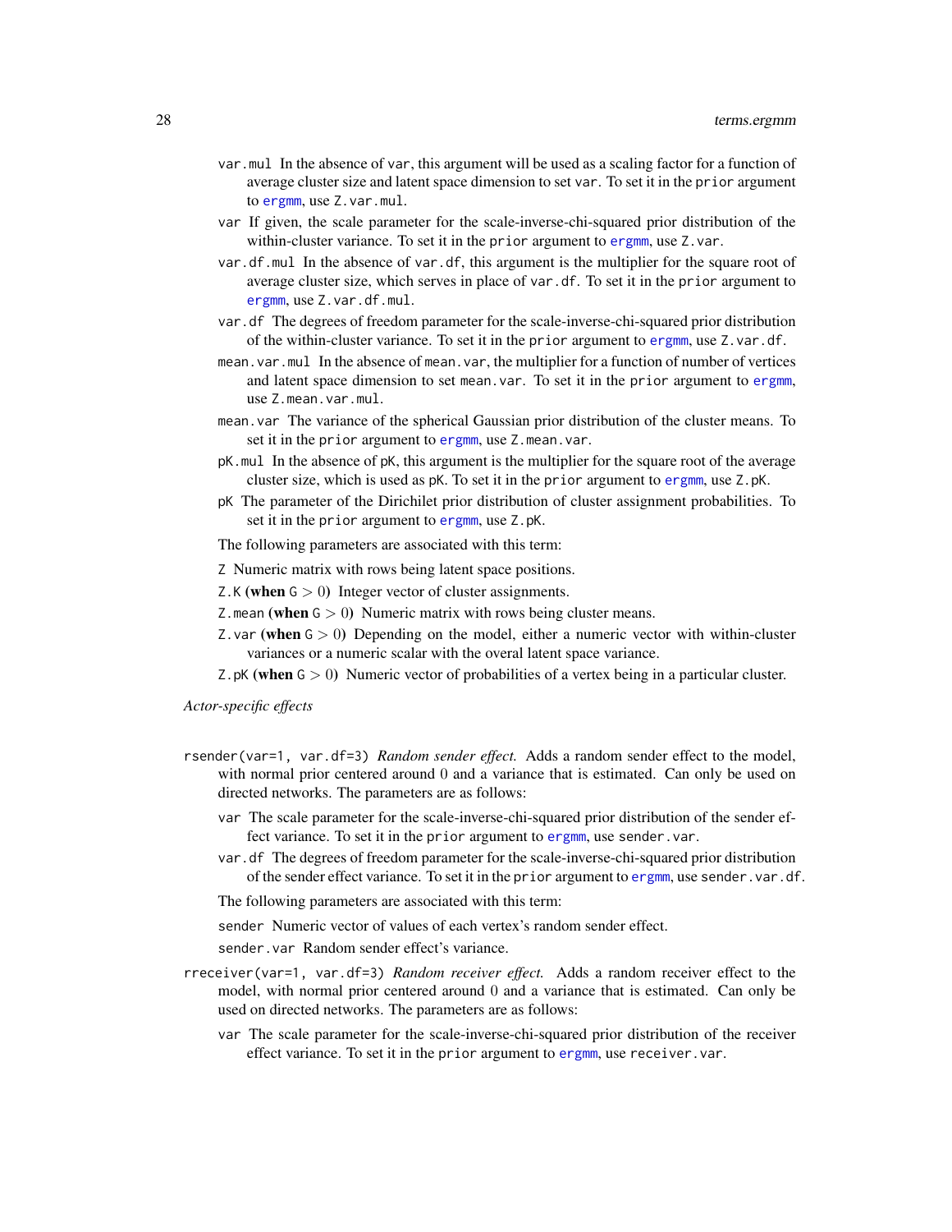`var.mul` In the absence of `var`, this argument will be used as a scaling factor for a function of average cluster size and latent space dimension to set `var`. To set it in the `prior` argument to `ergmm`, use `Z.var.mul`.

`var` If given, the scale parameter for the scale-inverse-chi-squared prior distribution of the within-cluster variance. To set it in the `prior` argument to `ergmm`, use `Z.var`.

`var.df.mul` In the absence of `var.df`, this argument is the multiplier for the square root of average cluster size, which serves in place of `var.df`. To set it in the `prior` argument to `ergmm`, use `Z.var.df.mul`.

`var.df` The degrees of freedom parameter for the scale-inverse-chi-squared prior distribution of the within-cluster variance. To set it in the `prior` argument to `ergmm`, use `Z.var.df`.

`mean.var.mul` In the absence of `mean.var`, the multiplier for a function of number of vertices and latent space dimension to set `mean.var`. To set it in the `prior` argument to `ergmm`, use `Z.mean.var.mul`.

`mean.var` The variance of the spherical Gaussian prior distribution of the cluster means. To set it in the `prior` argument to `ergmm`, use `Z.mean.var`.

`pK.mul` In the absence of `pK`, this argument is the multiplier for the square root of the average cluster size, which is used as `pK`. To set it in the `prior` argument to `ergmm`, use `Z.pK`.

`pK` The parameter of the Dirichilet prior distribution of cluster assignment probabilities. To set it in the `prior` argument to `ergmm`, use `Z.pK`.

The following parameters are associated with this term:

`Z` Numeric matrix with rows being latent space positions.

`Z.K` **(when** $G > 0$**)** Integer vector of cluster assignments.

`Z.mean` **(when** $G > 0$**)** Numeric matrix with rows being cluster means.

`Z.var` **(when** $G > 0$**)** Depending on the model, either a numeric vector with within-cluster variances or a numeric scalar with the overal latent space variance.

`Z.pK` **(when** $G > 0$**)** Numeric vector of probabilities of a vertex being in a particular cluster.

*Actor-specific effects*

`rsender(var=1, var.df=3)` *Random sender effect.* Adds a random sender effect to the model, with normal prior centered around 0 and a variance that is estimated. Can only be used on directed networks. The parameters are as follows:

`var` The scale parameter for the scale-inverse-chi-squared prior distribution of the sender effect variance. To set it in the `prior` argument to `ergmm`, use `sender.var`.

`var.df` The degrees of freedom parameter for the scale-inverse-chi-squared prior distribution of the sender effect variance. To set it in the `prior` argument to `ergmm`, use `sender.var.df`.

The following parameters are associated with this term:

`sender` Numeric vector of values of each vertex's random sender effect.

`sender.var` Random sender effect's variance.

`rreceiver(var=1, var.df=3)` *Random receiver effect.* Adds a random receiver effect to the model, with normal prior centered around 0 and a variance that is estimated. Can only be used on directed networks. The parameters are as follows:

`var` The scale parameter for the scale-inverse-chi-squared prior distribution of the receiver effect variance. To set it in the `prior` argument to `ergmm`, use `receiver.var`.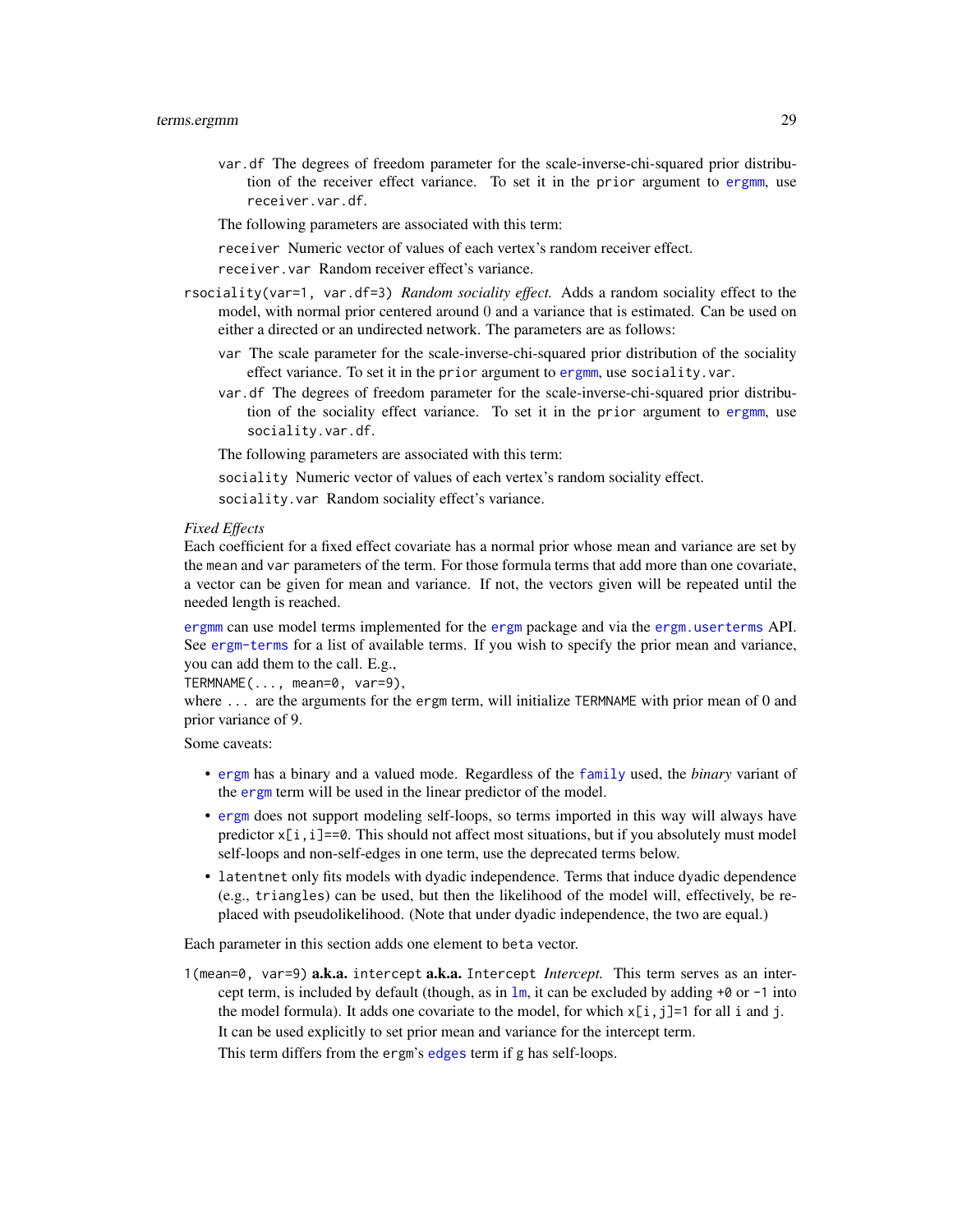`var.df` The degrees of freedom parameter for the scale-inverse-chi-squared prior distribution of the receiver effect variance. To set it in the `prior` argument to `ergmm`, use `receiver.var.df`.

The following parameters are associated with this term:

`receiver` Numeric vector of values of each vertex's random receiver effect.

`receiver.var` Random receiver effect's variance.

`rsociality(var=1, var.df=3)` *Random sociality effect.* Adds a random sociality effect to the model, with normal prior centered around 0 and a variance that is estimated. Can be used on either a directed or an undirected network. The parameters are as follows:

- `var` The scale parameter for the scale-inverse-chi-squared prior distribution of the sociality effect variance. To set it in the `prior` argument to `ergmm`, use `sociality.var`.
- `var.df` The degrees of freedom parameter for the scale-inverse-chi-squared prior distribution of the sociality effect variance. To set it in the `prior` argument to `ergmm`, use `sociality.var.df`.

The following parameters are associated with this term:

`sociality` Numeric vector of values of each vertex's random sociality effect.

`sociality.var` Random sociality effect's variance.

*Fixed Effects*

Each coefficient for a fixed effect covariate has a normal prior whose mean and variance are set by the `mean` and `var` parameters of the term. For those formula terms that add more than one covariate, a vector can be given for mean and variance. If not, the vectors given will be repeated until the needed length is reached.

`ergmm` can use model terms implemented for the `ergm` package and via the `ergm.userterms` API. See `ergm-terms` for a list of available terms. If you wish to specify the prior mean and variance, you can add them to the call. E.g.,

`TERMNAME(..., mean=0, var=9)`,

where `...` are the arguments for the `ergm` term, will initialize `TERMNAME` with prior mean of 0 and prior variance of 9.

Some caveats:

- `ergm` has a binary and a valued mode. Regardless of the `family` used, the *binary* variant of the `ergm` term will be used in the linear predictor of the model.
- `ergm` does not support modeling self-loops, so terms imported in this way will always have predictor `x[i,i]==0`. This should not affect most situations, but if you absolutely must model self-loops and non-self-edges in one term, use the deprecated terms below.
- `latentnet` only fits models with dyadic independence. Terms that induce dyadic dependence (e.g., `triangles`) can be used, but then the likelihood of the model will, effectively, be replaced with pseudolikelihood. (Note that under dyadic independence, the two are equal.)

Each parameter in this section adds one element to `beta` vector.

`1(mean=0, var=9)` **a.k.a.** `intercept` **a.k.a.** `Intercept` *Intercept.* This term serves as an intercept term, is included by default (though, as in `lm`, it can be excluded by adding `+0` or `-1` into the model formula). It adds one covariate to the model, for which `x[i,j]=1` for all `i` and `j`.

It can be used explicitly to set prior mean and variance for the intercept term.

This term differs from the `ergm`'s `edges` term if `g` has self-loops.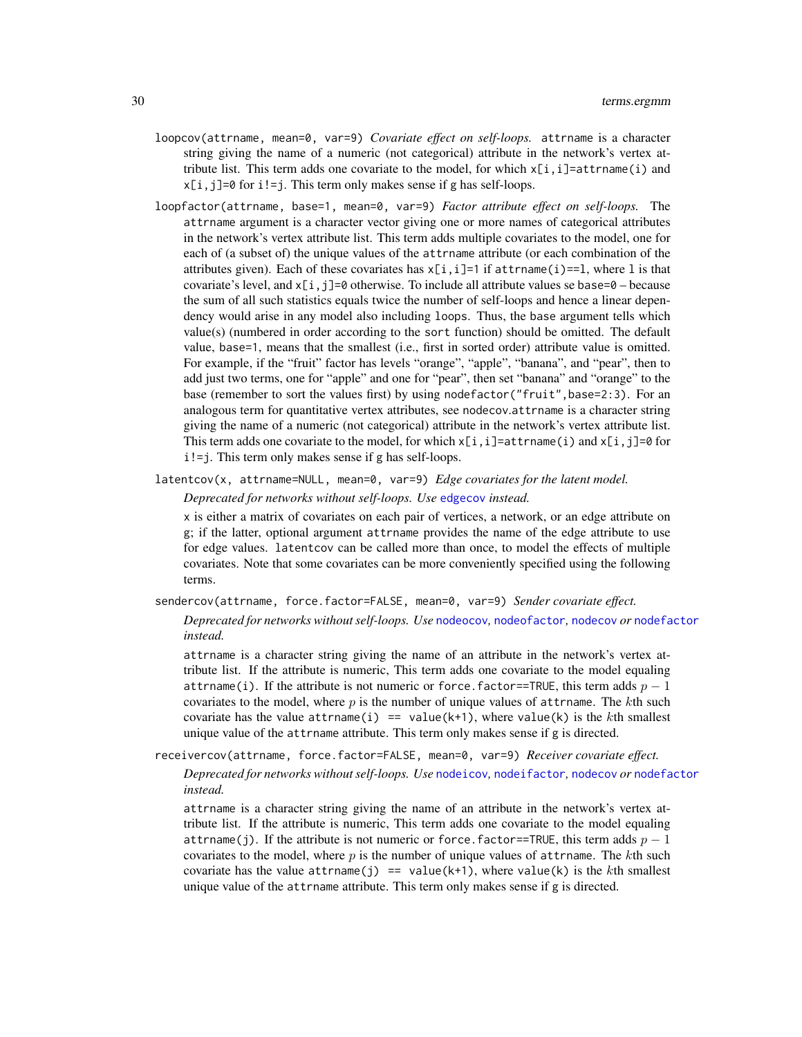`loopcov(attrname, mean=0, var=9)` *Covariate effect on self-loops.* `attrname` is a character string giving the name of a numeric (not categorical) attribute in the network's vertex attribute list. This term adds one covariate to the model, for which `x[i,i]=attrname(i)` and `x[i,j]=0` for `i!=j`. This term only makes sense if `g` has self-loops.

`loopfactor(attrname, base=1, mean=0, var=9)` *Factor attribute effect on self-loops.* The `attrname` argument is a character vector giving one or more names of categorical attributes in the network's vertex attribute list. This term adds multiple covariates to the model, one for each of (a subset of) the unique values of the `attrname` attribute (or each combination of the attributes given). Each of these covariates has `x[i,i]=1` if `attrname(i)==l`, where `l` is that covariate's level, and `x[i,j]=0` otherwise. To include all attribute values se `base=0` – because the sum of all such statistics equals twice the number of self-loops and hence a linear dependency would arise in any model also including `loops`. Thus, the `base` argument tells which value(s) (numbered in order according to the `sort` function) should be omitted. The default value, `base=1`, means that the smallest (i.e., first in sorted order) attribute value is omitted. For example, if the "fruit" factor has levels "orange", "apple", "banana", and "pear", then to add just two terms, one for "apple" and one for "pear", then set "banana" and "orange" to the base (remember to sort the values first) by using `nodefactor("fruit",base=2:3)`. For an analogous term for quantitative vertex attributes, see `nodecov.attrname` is a character string giving the name of a numeric (not categorical) attribute in the network's vertex attribute list. This term adds one covariate to the model, for which `x[i,i]=attrname(i)` and `x[i,j]=0` for `i!=j`. This term only makes sense if `g` has self-loops.

`latentcov(x, attrname=NULL, mean=0, var=9)` *Edge covariates for the latent model.*

*Deprecated for networks without self-loops. Use* `edgecov` *instead.*

`x` is either a matrix of covariates on each pair of vertices, a network, or an edge attribute on `g`; if the latter, optional argument `attrname` provides the name of the edge attribute to use for edge values. `latentcov` can be called more than once, to model the effects of multiple covariates. Note that some covariates can be more conveniently specified using the following terms.

`sendercov(attrname, force.factor=FALSE, mean=0, var=9)` *Sender covariate effect.*

*Deprecated for networks without self-loops. Use* `nodeocov`*,* `nodeofactor`*,* `nodecov` *or* `nodefactor` *instead.*

`attrname` is a character string giving the name of an attribute in the network's vertex attribute list. If the attribute is numeric, This term adds one covariate to the model equaling `attrname(i)`. If the attribute is not numeric or `force.factor==TRUE`, this term adds $p-1$ covariates to the model, where $p$ is the number of unique values of `attrname`. The $k$th such covariate has the value `attrname(i) == value(k+1)`, where `value(k)` is the $k$th smallest unique value of the `attrname` attribute. This term only makes sense if `g` is directed.

`receivercov(attrname, force.factor=FALSE, mean=0, var=9)` *Receiver covariate effect.*

*Deprecated for networks without self-loops. Use* `nodeicov`*,* `nodeifactor`*,* `nodecov` *or* `nodefactor` *instead.*

`attrname` is a character string giving the name of an attribute in the network's vertex attribute list. If the attribute is numeric, This term adds one covariate to the model equaling `attrname(j)`. If the attribute is not numeric or `force.factor==TRUE`, this term adds $p-1$ covariates to the model, where $p$ is the number of unique values of `attrname`. The $k$th such covariate has the value `attrname(j) == value(k+1)`, where `value(k)` is the $k$th smallest unique value of the `attrname` attribute. This term only makes sense if `g` is directed.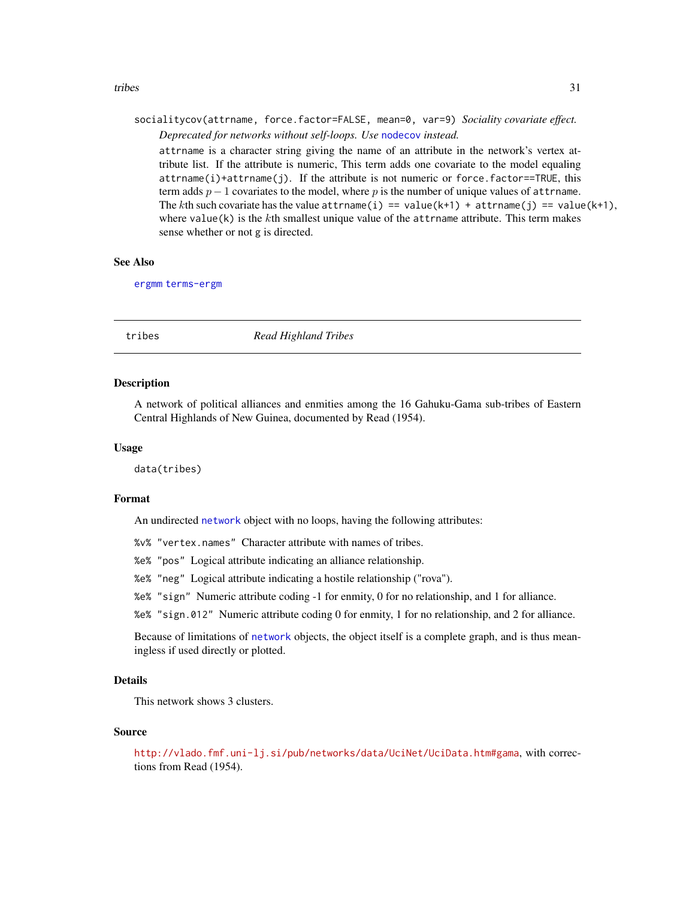`socialitycov(attrname, force.factor=FALSE, mean=0, var=9)` *Sociality covariate effect. Deprecated for networks without self-loops. Use* `nodecov` *instead.*

`attrname` is a character string giving the name of an attribute in the network's vertex attribute list. If the attribute is numeric, This term adds one covariate to the model equaling `attrname(i)+attrname(j)`. If the attribute is not numeric or `force.factor==TRUE`, this term adds $p-1$ covariates to the model, where $p$ is the number of unique values of `attrname`. The $k$th such covariate has the value `attrname(i) == value(k+1) + attrname(j) == value(k+1)`, where `value(k)` is the $k$th smallest unique value of the `attrname` attribute. This term makes sense whether or not `g` is directed.

### See Also

`ergmm` `terms-ergm`

---

## tribes — *Read Highland Tribes*

---

### Description

A network of political alliances and enmities among the 16 Gahuku-Gama sub-tribes of Eastern Central Highlands of New Guinea, documented by Read (1954).

### Usage

```
data(tribes)
```

### Format

An undirected `network` object with no loops, having the following attributes:

`%v% "vertex.names"` Character attribute with names of tribes.

`%e% "pos"` Logical attribute indicating an alliance relationship.

`%e% "neg"` Logical attribute indicating a hostile relationship ("rova").

`%e% "sign"` Numeric attribute coding -1 for enmity, 0 for no relationship, and 1 for alliance.

`%e% "sign.012"` Numeric attribute coding 0 for enmity, 1 for no relationship, and 2 for alliance.

Because of limitations of `network` objects, the object itself is a complete graph, and is thus meaningless if used directly or plotted.

### Details

This network shows 3 clusters.

### Source

http://vlado.fmf.uni-lj.si/pub/networks/data/UciNet/UciData.htm#gama, with corrections from Read (1954).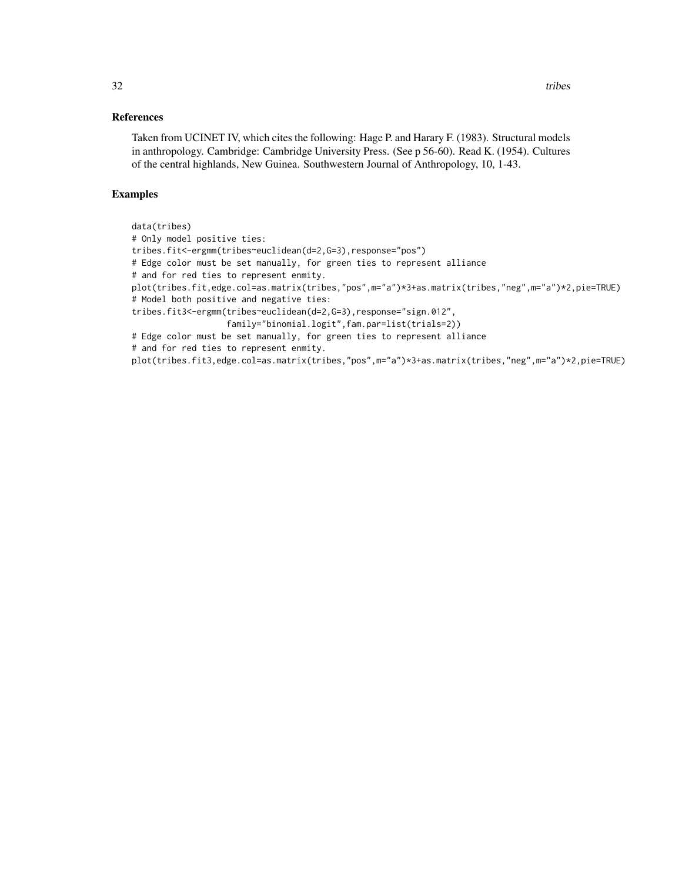## References

Taken from UCINET IV, which cites the following: Hage P. and Harary F. (1983). Structural models in anthropology. Cambridge: Cambridge University Press. (See p 56-60). Read K. (1954). Cultures of the central highlands, New Guinea. Southwestern Journal of Anthropology, 10, 1-43.

## Examples

```
data(tribes)
# Only model positive ties:
tribes.fit<-ergmm(tribes~euclidean(d=2,G=3),response="pos")
# Edge color must be set manually, for green ties to represent alliance
# and for red ties to represent enmity.
plot(tribes.fit,edge.col=as.matrix(tribes,"pos",m="a")*3+as.matrix(tribes,"neg",m="a")*2,pie=TRUE)
# Model both positive and negative ties:
tribes.fit3<-ergmm(tribes~euclidean(d=2,G=3),response="sign.012",
                 family="binomial.logit",fam.par=list(trials=2))
# Edge color must be set manually, for green ties to represent alliance
# and for red ties to represent enmity.
plot(tribes.fit3,edge.col=as.matrix(tribes,"pos",m="a")*3+as.matrix(tribes,"neg",m="a")*2,pie=TRUE)
```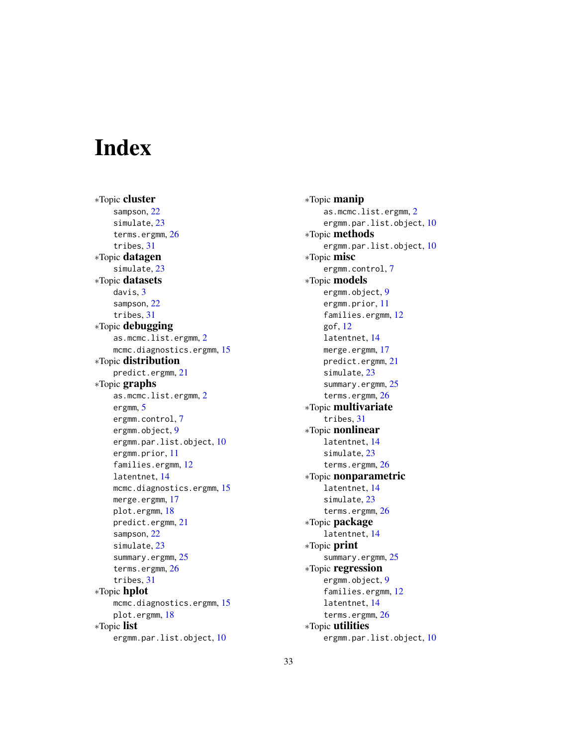# Index

∗Topic **cluster**
- sampson, 22
- simulate, 23
- terms.ergmm, 26
- tribes, 31

∗Topic **datagen**
- simulate, 23

∗Topic **datasets**
- davis, 3
- sampson, 22
- tribes, 31

∗Topic **debugging**
- as.mcmc.list.ergmm, 2
- mcmc.diagnostics.ergmm, 15

∗Topic **distribution**
- predict.ergmm, 21

∗Topic **graphs**
- as.mcmc.list.ergmm, 2
- ergmm, 5
- ergmm.control, 7
- ergmm.object, 9
- ergmm.par.list.object, 10
- ergmm.prior, 11
- families.ergmm, 12
- latentnet, 14
- mcmc.diagnostics.ergmm, 15
- merge.ergmm, 17
- plot.ergmm, 18
- predict.ergmm, 21
- sampson, 22
- simulate, 23
- summary.ergmm, 25
- terms.ergmm, 26
- tribes, 31

∗Topic **hplot**
- mcmc.diagnostics.ergmm, 15
- plot.ergmm, 18

∗Topic **list**
- ergmm.par.list.object, 10

∗Topic **manip**
- as.mcmc.list.ergmm, 2
- ergmm.par.list.object, 10

∗Topic **methods**
- ergmm.par.list.object, 10

∗Topic **misc**
- ergmm.control, 7

∗Topic **models**
- ergmm.object, 9
- ergmm.prior, 11
- families.ergmm, 12
- gof, 12
- latentnet, 14
- merge.ergmm, 17
- predict.ergmm, 21
- simulate, 23
- summary.ergmm, 25
- terms.ergmm, 26

∗Topic **multivariate**
- tribes, 31

∗Topic **nonlinear**
- latentnet, 14
- simulate, 23
- terms.ergmm, 26

∗Topic **nonparametric**
- latentnet, 14
- simulate, 23
- terms.ergmm, 26

∗Topic **package**
- latentnet, 14

∗Topic **print**
- summary.ergmm, 25

∗Topic **regression**
- ergmm.object, 9
- families.ergmm, 12
- latentnet, 14
- terms.ergmm, 26

∗Topic **utilities**
- ergmm.par.list.object, 10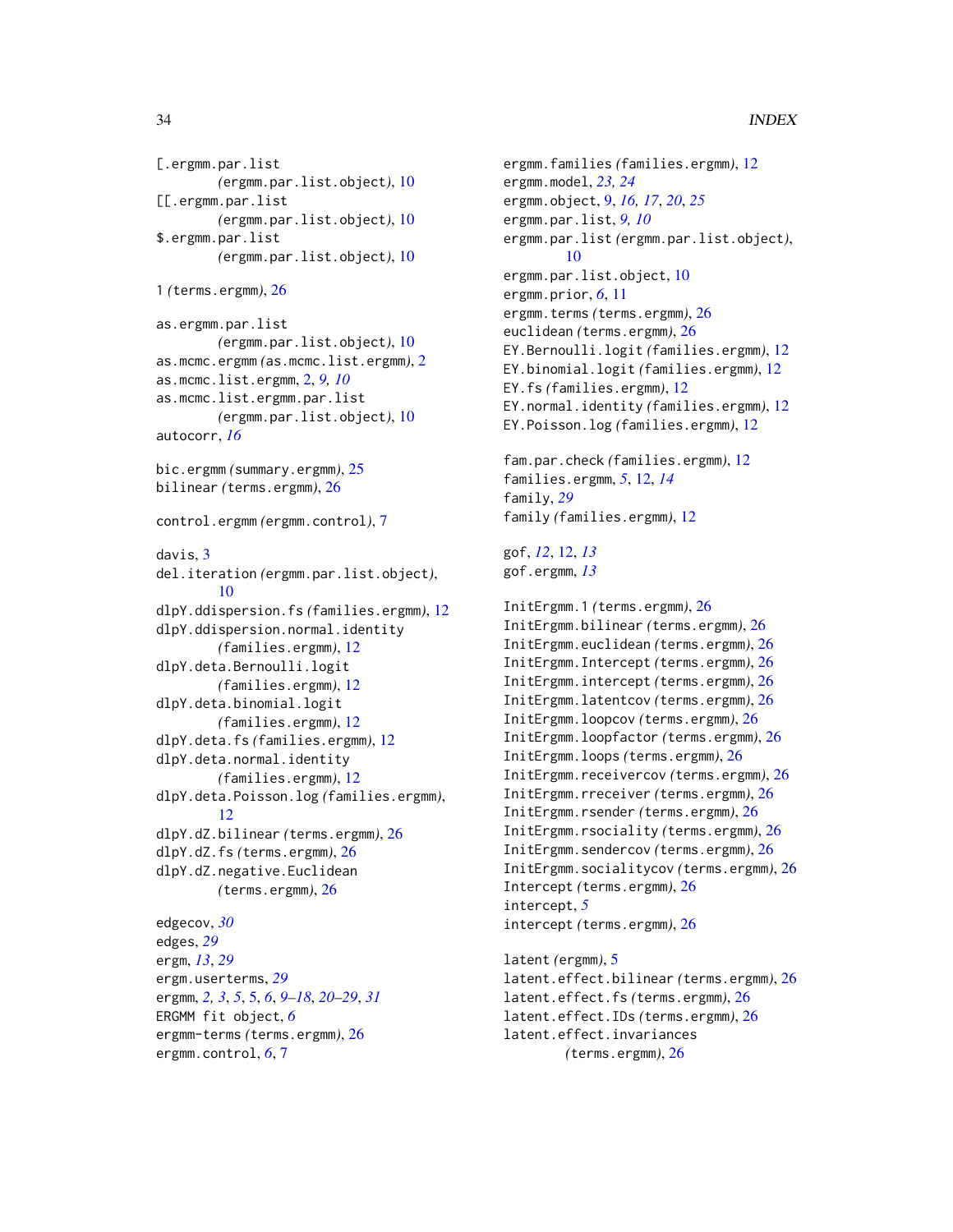[.ergmm.par.list
    *(*ergmm.par.list.object*)*, 10
[[.ergmm.par.list
    *(*ergmm.par.list.object*)*, 10
$.ergmm.par.list
    *(*ergmm.par.list.object*)*, 10

1 *(*terms.ergmm*)*, 26

as.ergmm.par.list
    *(*ergmm.par.list.object*)*, 10
as.mcmc.ergmm *(*as.mcmc.list.ergmm*)*, 2
as.mcmc.list.ergmm, 2, *9, 10*
as.mcmc.list.ergmm.par.list
    *(*ergmm.par.list.object*)*, 10
autocorr, *16*

bic.ergmm *(*summary.ergmm*)*, 25
bilinear *(*terms.ergmm*)*, 26

control.ergmm *(*ergmm.control*)*, 7

davis, 3
del.iteration *(*ergmm.par.list.object*)*,
    10
dlpY.ddispersion.fs *(*families.ergmm*)*, 12
dlpY.ddispersion.normal.identity
    *(*families.ergmm*)*, 12
dlpY.deta.Bernoulli.logit
    *(*families.ergmm*)*, 12
dlpY.deta.binomial.logit
    *(*families.ergmm*)*, 12
dlpY.deta.fs *(*families.ergmm*)*, 12
dlpY.deta.normal.identity
    *(*families.ergmm*)*, 12
dlpY.deta.Poisson.log *(*families.ergmm*)*,
    12
dlpY.dZ.bilinear *(*terms.ergmm*)*, 26
dlpY.dZ.fs *(*terms.ergmm*)*, 26
dlpY.dZ.negative.Euclidean
    *(*terms.ergmm*)*, 26

edgecov, *30*
edges, *29*
ergm, *13*, *29*
ergm.userterms, *29*
ergmm, *2, 3*, *5*, 5, *6*, *9–18*, *20–29*, *31*
ERGMM fit object, *6*
ergmm-terms *(*terms.ergmm*)*, 26
ergmm.control, *6*, 7
ergmm.families *(*families.ergmm*)*, 12
ergmm.model, *23, 24*
ergmm.object, 9, *16, 17*, *20*, *25*
ergmm.par.list, *9, 10*
ergmm.par.list *(*ergmm.par.list.object*)*,
    10
ergmm.par.list.object, 10
ergmm.prior, *6*, 11
ergmm.terms *(*terms.ergmm*)*, 26
euclidean *(*terms.ergmm*)*, 26
EY.Bernoulli.logit *(*families.ergmm*)*, 12
EY.binomial.logit *(*families.ergmm*)*, 12
EY.fs *(*families.ergmm*)*, 12
EY.normal.identity *(*families.ergmm*)*, 12
EY.Poisson.log *(*families.ergmm*)*, 12

fam.par.check *(*families.ergmm*)*, 12
families.ergmm, *5*, 12, *14*
family, *29*
family *(*families.ergmm*)*, 12

gof, *12*, 12, *13*
gof.ergmm, *13*

InitErgmm.1 *(*terms.ergmm*)*, 26
InitErgmm.bilinear *(*terms.ergmm*)*, 26
InitErgmm.euclidean *(*terms.ergmm*)*, 26
InitErgmm.Intercept *(*terms.ergmm*)*, 26
InitErgmm.intercept *(*terms.ergmm*)*, 26
InitErgmm.latentcov *(*terms.ergmm*)*, 26
InitErgmm.loopcov *(*terms.ergmm*)*, 26
InitErgmm.loopfactor *(*terms.ergmm*)*, 26
InitErgmm.loops *(*terms.ergmm*)*, 26
InitErgmm.receivercov *(*terms.ergmm*)*, 26
InitErgmm.rreceiver *(*terms.ergmm*)*, 26
InitErgmm.rsender *(*terms.ergmm*)*, 26
InitErgmm.rsociality *(*terms.ergmm*)*, 26
InitErgmm.sendercov *(*terms.ergmm*)*, 26
InitErgmm.socialitycov *(*terms.ergmm*)*, 26
Intercept *(*terms.ergmm*)*, 26
intercept, *5*
intercept *(*terms.ergmm*)*, 26

latent *(*ergmm*)*, 5
latent.effect.bilinear *(*terms.ergmm*)*, 26
latent.effect.fs *(*terms.ergmm*)*, 26
latent.effect.IDs *(*terms.ergmm*)*, 26
latent.effect.invariances
    *(*terms.ergmm*)*, 26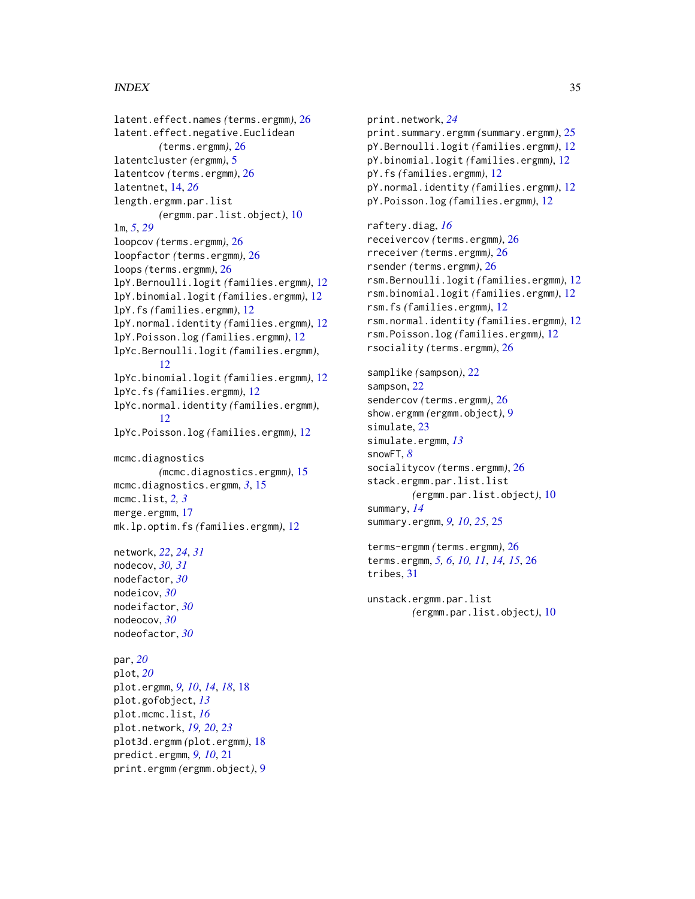latent.effect.names *(terms.ergmm)*, 26
latent.effect.negative.Euclidean *(terms.ergmm)*, 26
latentcluster *(ergmm)*, 5
latentcov *(terms.ergmm)*, 26
latentnet, 14, *26*
length.ergmm.par.list *(ergmm.par.list.object)*, 10
lm, *5*, *29*
loopcov *(terms.ergmm)*, 26
loopfactor *(terms.ergmm)*, 26
loops *(terms.ergmm)*, 26
lpY.Bernoulli.logit *(families.ergmm)*, 12
lpY.binomial.logit *(families.ergmm)*, 12
lpY.fs *(families.ergmm)*, 12
lpY.normal.identity *(families.ergmm)*, 12
lpY.Poisson.log *(families.ergmm)*, 12
lpYc.Bernoulli.logit *(families.ergmm)*, 12
lpYc.binomial.logit *(families.ergmm)*, 12
lpYc.fs *(families.ergmm)*, 12
lpYc.normal.identity *(families.ergmm)*, 12
lpYc.Poisson.log *(families.ergmm)*, 12

mcmc.diagnostics *(mcmc.diagnostics.ergmm)*, 15
mcmc.diagnostics.ergmm, *3*, 15
mcmc.list, *2, 3*
merge.ergmm, 17
mk.lp.optim.fs *(families.ergmm)*, 12

network, *22*, *24*, *31*
nodecov, *30, 31*
nodefactor, *30*
nodeicov, *30*
nodeifactor, *30*
nodeocov, *30*
nodeofactor, *30*

par, *20*
plot, *20*
plot.ergmm, *9*, *10*, *14*, *18*, 18
plot.gofobject, *13*
plot.mcmc.list, *16*
plot.network, *19, 20*, *23*
plot3d.ergmm *(plot.ergmm)*, 18
predict.ergmm, *9*, *10*, 21
print.ergmm *(ergmm.object)*, 9
print.network, *24*
print.summary.ergmm *(summary.ergmm)*, 25
pY.Bernoulli.logit *(families.ergmm)*, 12
pY.binomial.logit *(families.ergmm)*, 12
pY.fs *(families.ergmm)*, 12
pY.normal.identity *(families.ergmm)*, 12
pY.Poisson.log *(families.ergmm)*, 12

raftery.diag, *16*
receivercov *(terms.ergmm)*, 26
rreceiver *(terms.ergmm)*, 26
rsender *(terms.ergmm)*, 26
rsm.Bernoulli.logit *(families.ergmm)*, 12
rsm.binomial.logit *(families.ergmm)*, 12
rsm.fs *(families.ergmm)*, 12
rsm.normal.identity *(families.ergmm)*, 12
rsm.Poisson.log *(families.ergmm)*, 12
rsociality *(terms.ergmm)*, 26

samplike *(sampson)*, 22
sampson, 22
sendercov *(terms.ergmm)*, 26
show.ergmm *(ergmm.object)*, 9
simulate, 23
simulate.ergmm, *13*
snowFT, *8*
socialitycov *(terms.ergmm)*, 26
stack.ergmm.par.list.list *(ergmm.par.list.object)*, 10
summary, *14*
summary.ergmm, *9, 10*, *25*, 25

terms-ergmm *(terms.ergmm)*, 26
terms.ergmm, *5, 6*, *10, 11*, *14, 15*, 26
tribes, 31

unstack.ergmm.par.list *(ergmm.par.list.object)*, 10